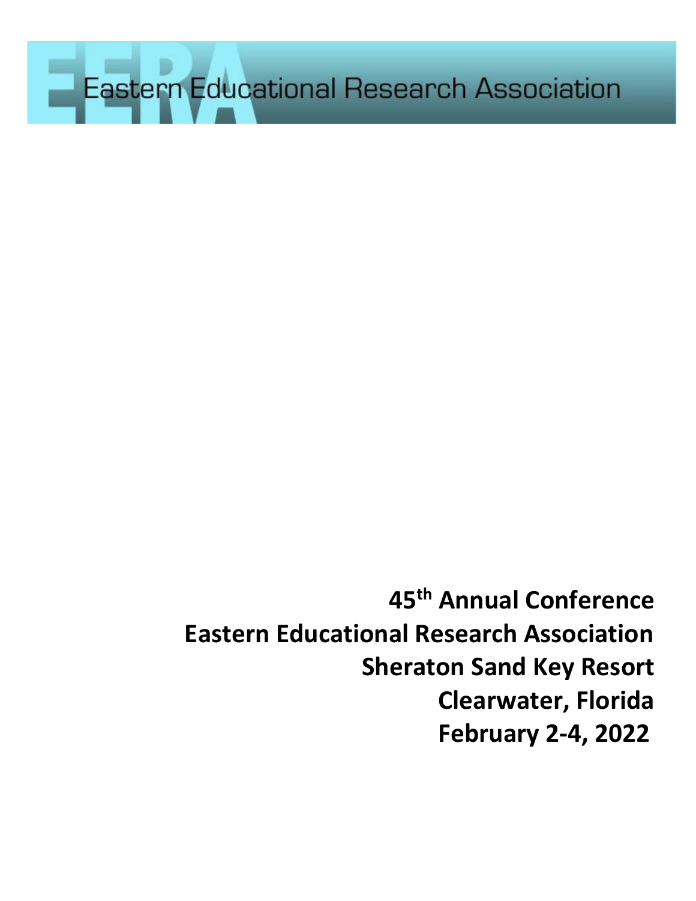Eastern Educational Research Association

**45th Annual Conference**
**Eastern Educational Research Association**
**Sheraton Sand Key Resort**
**Clearwater, Florida**
**February 2-4, 2022**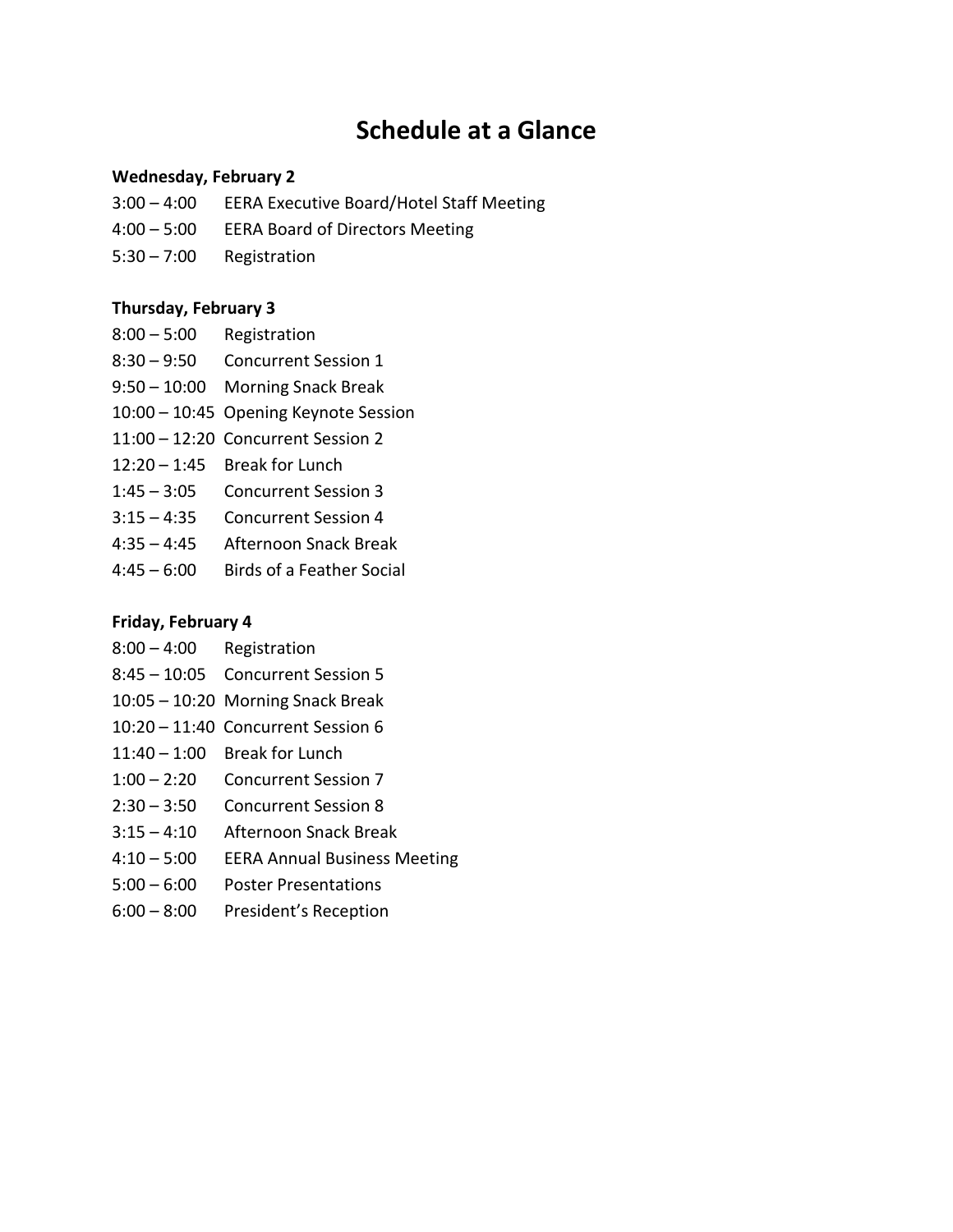# Schedule at a Glance

**Wednesday, February 2**

3:00 – 4:00 EERA Executive Board/Hotel Staff Meeting
4:00 – 5:00 EERA Board of Directors Meeting
5:30 – 7:00 Registration

**Thursday, February 3**

8:00 – 5:00 Registration
8:30 – 9:50 Concurrent Session 1
9:50 – 10:00 Morning Snack Break
10:00 – 10:45 Opening Keynote Session
11:00 – 12:20 Concurrent Session 2
12:20 – 1:45 Break for Lunch
1:45 – 3:05 Concurrent Session 3
3:15 – 4:35 Concurrent Session 4
4:35 – 4:45 Afternoon Snack Break
4:45 – 6:00 Birds of a Feather Social

**Friday, February 4**

8:00 – 4:00 Registration
8:45 – 10:05 Concurrent Session 5
10:05 – 10:20 Morning Snack Break
10:20 – 11:40 Concurrent Session 6
11:40 – 1:00 Break for Lunch
1:00 – 2:20 Concurrent Session 7
2:30 – 3:50 Concurrent Session 8
3:15 – 4:10 Afternoon Snack Break
4:10 – 5:00 EERA Annual Business Meeting
5:00 – 6:00 Poster Presentations
6:00 – 8:00 President's Reception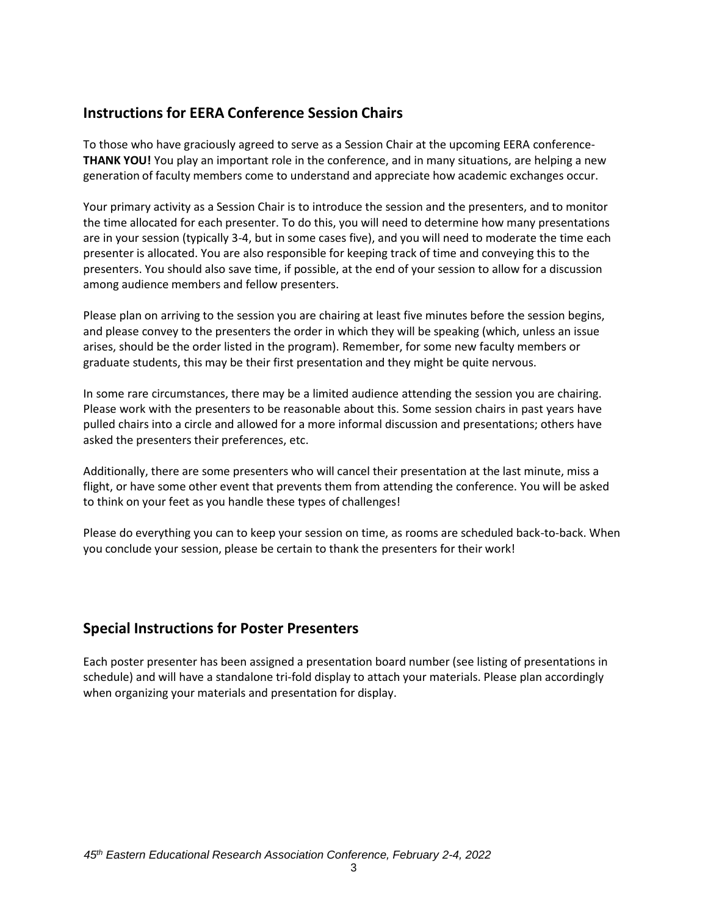## Instructions for EERA Conference Session Chairs

To those who have graciously agreed to serve as a Session Chair at the upcoming EERA conference- **THANK YOU!** You play an important role in the conference, and in many situations, are helping a new generation of faculty members come to understand and appreciate how academic exchanges occur.

Your primary activity as a Session Chair is to introduce the session and the presenters, and to monitor the time allocated for each presenter. To do this, you will need to determine how many presentations are in your session (typically 3-4, but in some cases five), and you will need to moderate the time each presenter is allocated. You are also responsible for keeping track of time and conveying this to the presenters. You should also save time, if possible, at the end of your session to allow for a discussion among audience members and fellow presenters.

Please plan on arriving to the session you are chairing at least five minutes before the session begins, and please convey to the presenters the order in which they will be speaking (which, unless an issue arises, should be the order listed in the program). Remember, for some new faculty members or graduate students, this may be their first presentation and they might be quite nervous.

In some rare circumstances, there may be a limited audience attending the session you are chairing. Please work with the presenters to be reasonable about this. Some session chairs in past years have pulled chairs into a circle and allowed for a more informal discussion and presentations; others have asked the presenters their preferences, etc.

Additionally, there are some presenters who will cancel their presentation at the last minute, miss a flight, or have some other event that prevents them from attending the conference. You will be asked to think on your feet as you handle these types of challenges!

Please do everything you can to keep your session on time, as rooms are scheduled back-to-back. When you conclude your session, please be certain to thank the presenters for their work!

## Special Instructions for Poster Presenters

Each poster presenter has been assigned a presentation board number (see listing of presentations in schedule) and will have a standalone tri-fold display to attach your materials. Please plan accordingly when organizing your materials and presentation for display.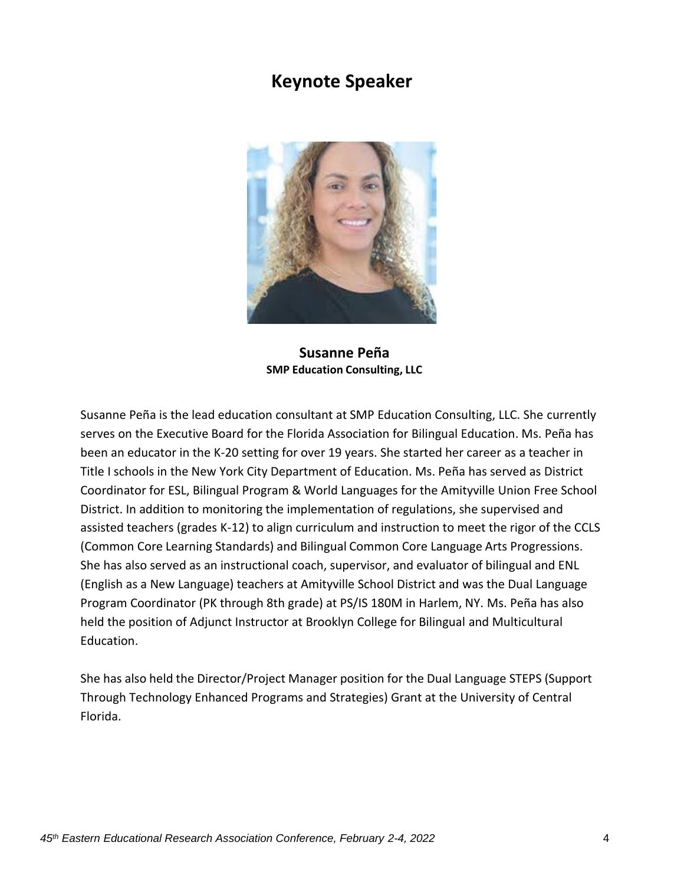# Keynote Speaker

**Susanne Peña**
**SMP Education Consulting, LLC**

Susanne Peña is the lead education consultant at SMP Education Consulting, LLC. She currently serves on the Executive Board for the Florida Association for Bilingual Education. Ms. Peña has been an educator in the K-20 setting for over 19 years. She started her career as a teacher in Title I schools in the New York City Department of Education. Ms. Peña has served as District Coordinator for ESL, Bilingual Program & World Languages for the Amityville Union Free School District. In addition to monitoring the implementation of regulations, she supervised and assisted teachers (grades K-12) to align curriculum and instruction to meet the rigor of the CCLS (Common Core Learning Standards) and Bilingual Common Core Language Arts Progressions. She has also served as an instructional coach, supervisor, and evaluator of bilingual and ENL (English as a New Language) teachers at Amityville School District and was the Dual Language Program Coordinator (PK through 8th grade) at PS/IS 180M in Harlem, NY. Ms. Peña has also held the position of Adjunct Instructor at Brooklyn College for Bilingual and Multicultural Education.

She has also held the Director/Project Manager position for the Dual Language STEPS (Support Through Technology Enhanced Programs and Strategies) Grant at the University of Central Florida.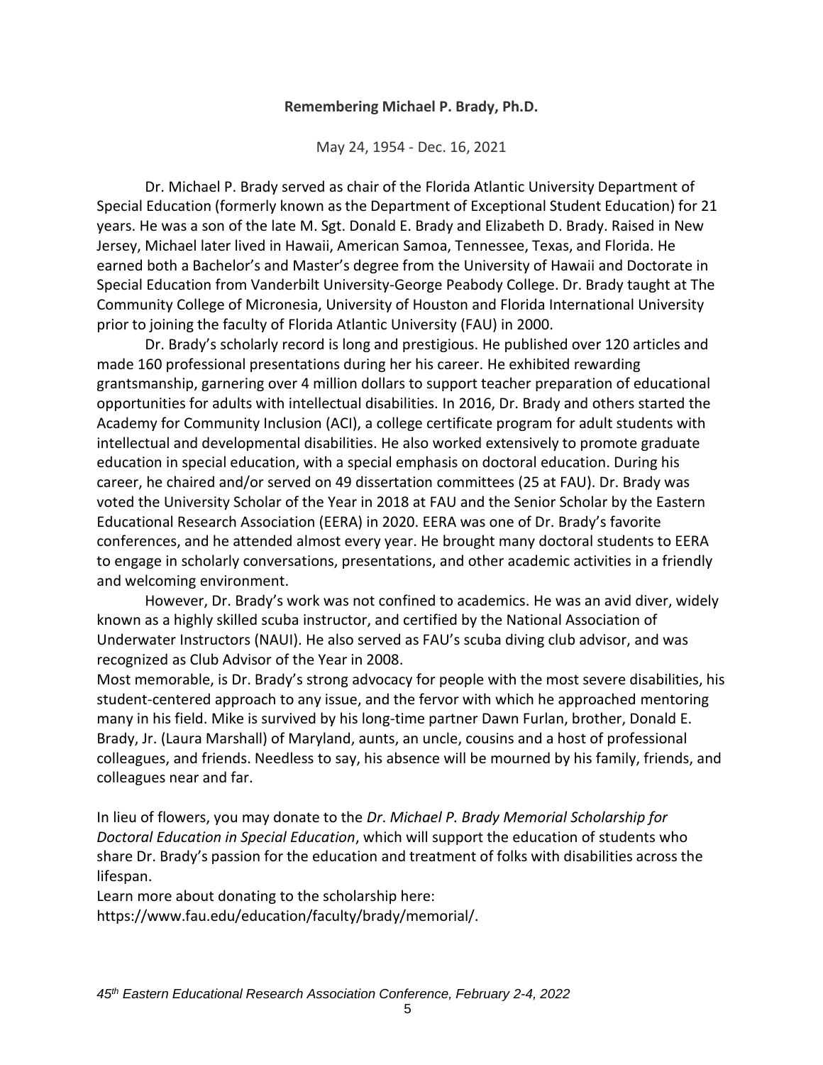**Remembering Michael P. Brady, Ph.D.**

May 24, 1954 - Dec. 16, 2021

Dr. Michael P. Brady served as chair of the Florida Atlantic University Department of Special Education (formerly known as the Department of Exceptional Student Education) for 21 years. He was a son of the late M. Sgt. Donald E. Brady and Elizabeth D. Brady. Raised in New Jersey, Michael later lived in Hawaii, American Samoa, Tennessee, Texas, and Florida. He earned both a Bachelor's and Master's degree from the University of Hawaii and Doctorate in Special Education from Vanderbilt University-George Peabody College. Dr. Brady taught at The Community College of Micronesia, University of Houston and Florida International University prior to joining the faculty of Florida Atlantic University (FAU) in 2000.

Dr. Brady's scholarly record is long and prestigious. He published over 120 articles and made 160 professional presentations during her his career. He exhibited rewarding grantsmanship, garnering over 4 million dollars to support teacher preparation of educational opportunities for adults with intellectual disabilities. In 2016, Dr. Brady and others started the Academy for Community Inclusion (ACI), a college certificate program for adult students with intellectual and developmental disabilities. He also worked extensively to promote graduate education in special education, with a special emphasis on doctoral education. During his career, he chaired and/or served on 49 dissertation committees (25 at FAU). Dr. Brady was voted the University Scholar of the Year in 2018 at FAU and the Senior Scholar by the Eastern Educational Research Association (EERA) in 2020. EERA was one of Dr. Brady's favorite conferences, and he attended almost every year. He brought many doctoral students to EERA to engage in scholarly conversations, presentations, and other academic activities in a friendly and welcoming environment.

However, Dr. Brady's work was not confined to academics. He was an avid diver, widely known as a highly skilled scuba instructor, and certified by the National Association of Underwater Instructors (NAUI). He also served as FAU's scuba diving club advisor, and was recognized as Club Advisor of the Year in 2008.

Most memorable, is Dr. Brady's strong advocacy for people with the most severe disabilities, his student-centered approach to any issue, and the fervor with which he approached mentoring many in his field. Mike is survived by his long-time partner Dawn Furlan, brother, Donald E. Brady, Jr. (Laura Marshall) of Maryland, aunts, an uncle, cousins and a host of professional colleagues, and friends. Needless to say, his absence will be mourned by his family, friends, and colleagues near and far.

In lieu of flowers, you may donate to the *Dr. Michael P. Brady Memorial Scholarship for Doctoral Education in Special Education*, which will support the education of students who share Dr. Brady's passion for the education and treatment of folks with disabilities across the lifespan.

Learn more about donating to the scholarship here:
https://www.fau.edu/education/faculty/brady/memorial/.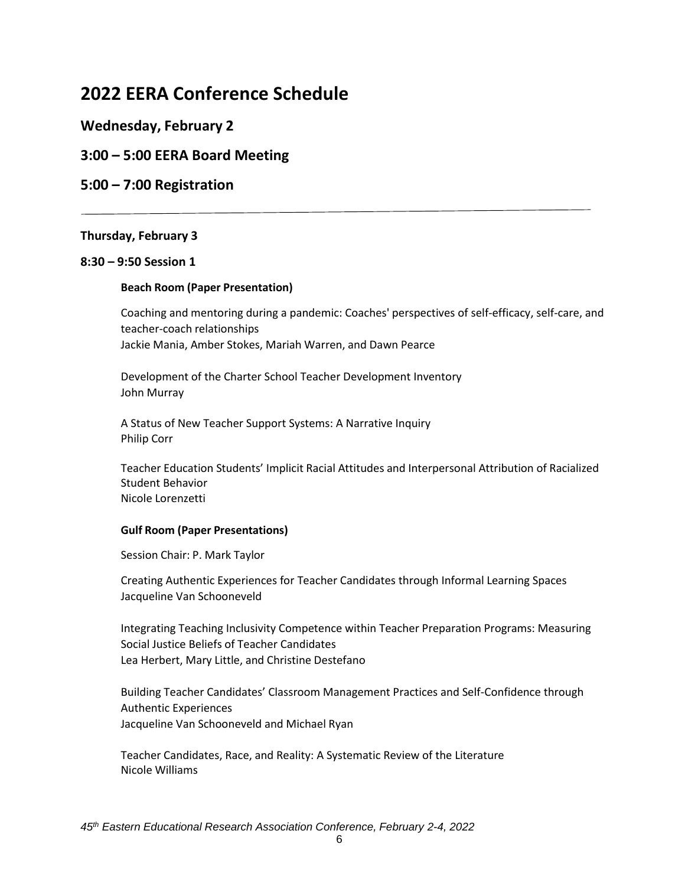# 2022 EERA Conference Schedule

## Wednesday, February 2

## 3:00 – 5:00 EERA Board Meeting

## 5:00 – 7:00 Registration

---

### Thursday, February 3

### 8:30 – 9:50 Session 1

#### Beach Room (Paper Presentation)

Coaching and mentoring during a pandemic: Coaches' perspectives of self-efficacy, self-care, and teacher-coach relationships
Jackie Mania, Amber Stokes, Mariah Warren, and Dawn Pearce

Development of the Charter School Teacher Development Inventory
John Murray

A Status of New Teacher Support Systems: A Narrative Inquiry
Philip Corr

Teacher Education Students' Implicit Racial Attitudes and Interpersonal Attribution of Racialized Student Behavior
Nicole Lorenzetti

#### Gulf Room (Paper Presentations)

Session Chair: P. Mark Taylor

Creating Authentic Experiences for Teacher Candidates through Informal Learning Spaces
Jacqueline Van Schooneveld

Integrating Teaching Inclusivity Competence within Teacher Preparation Programs: Measuring Social Justice Beliefs of Teacher Candidates
Lea Herbert, Mary Little, and Christine Destefano

Building Teacher Candidates' Classroom Management Practices and Self-Confidence through Authentic Experiences
Jacqueline Van Schooneveld and Michael Ryan

Teacher Candidates, Race, and Reality: A Systematic Review of the Literature
Nicole Williams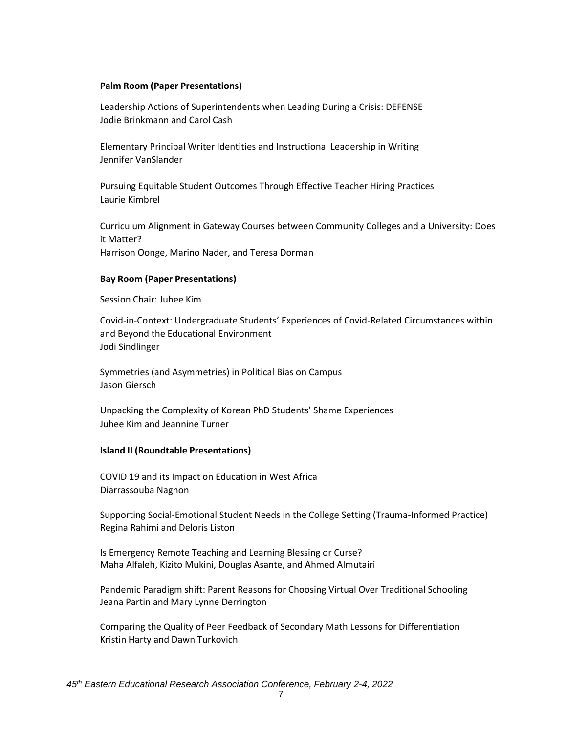**Palm Room (Paper Presentations)**

Leadership Actions of Superintendents when Leading During a Crisis: DEFENSE
Jodie Brinkmann and Carol Cash

Elementary Principal Writer Identities and Instructional Leadership in Writing
Jennifer VanSlander

Pursuing Equitable Student Outcomes Through Effective Teacher Hiring Practices
Laurie Kimbrel

Curriculum Alignment in Gateway Courses between Community Colleges and a University: Does it Matter?
Harrison Oonge, Marino Nader, and Teresa Dorman

**Bay Room (Paper Presentations)**

Session Chair: Juhee Kim

Covid-in-Context: Undergraduate Students' Experiences of Covid-Related Circumstances within and Beyond the Educational Environment
Jodi Sindlinger

Symmetries (and Asymmetries) in Political Bias on Campus
Jason Giersch

Unpacking the Complexity of Korean PhD Students' Shame Experiences
Juhee Kim and Jeannine Turner

**Island II (Roundtable Presentations)**

COVID 19 and its Impact on Education in West Africa
Diarrassouba Nagnon

Supporting Social-Emotional Student Needs in the College Setting (Trauma-Informed Practice)
Regina Rahimi and Deloris Liston

Is Emergency Remote Teaching and Learning Blessing or Curse?
Maha Alfaleh, Kizito Mukini, Douglas Asante, and Ahmed Almutairi

Pandemic Paradigm shift: Parent Reasons for Choosing Virtual Over Traditional Schooling
Jeana Partin and Mary Lynne Derrington

Comparing the Quality of Peer Feedback of Secondary Math Lessons for Differentiation
Kristin Harty and Dawn Turkovich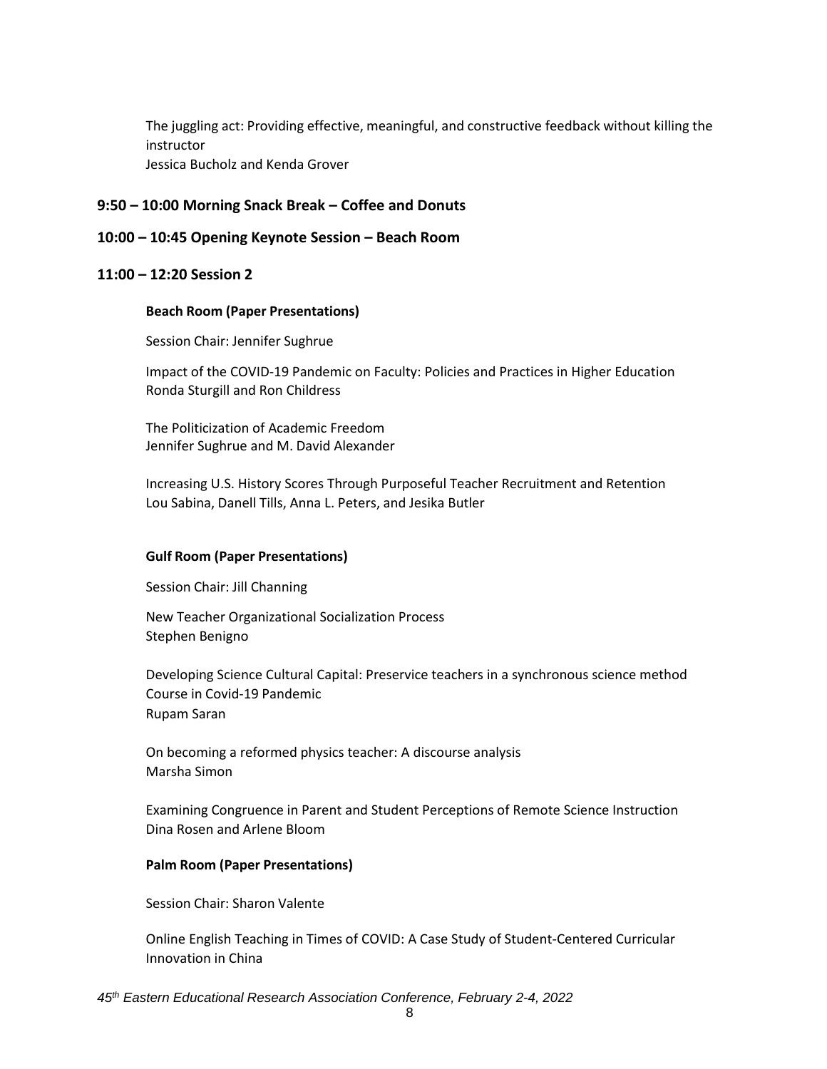The juggling act: Providing effective, meaningful, and constructive feedback without killing the instructor
Jessica Bucholz and Kenda Grover

**9:50 – 10:00 Morning Snack Break – Coffee and Donuts**

**10:00 – 10:45 Opening Keynote Session – Beach Room**

**11:00 – 12:20 Session 2**

**Beach Room (Paper Presentations)**

Session Chair: Jennifer Sughrue

Impact of the COVID-19 Pandemic on Faculty: Policies and Practices in Higher Education
Ronda Sturgill and Ron Childress

The Politicization of Academic Freedom
Jennifer Sughrue and M. David Alexander

Increasing U.S. History Scores Through Purposeful Teacher Recruitment and Retention
Lou Sabina, Danell Tills, Anna L. Peters, and Jesika Butler

**Gulf Room (Paper Presentations)**

Session Chair: Jill Channing

New Teacher Organizational Socialization Process
Stephen Benigno

Developing Science Cultural Capital: Preservice teachers in a synchronous science method Course in Covid-19 Pandemic
Rupam Saran

On becoming a reformed physics teacher: A discourse analysis
Marsha Simon

Examining Congruence in Parent and Student Perceptions of Remote Science Instruction
Dina Rosen and Arlene Bloom

**Palm Room (Paper Presentations)**

Session Chair: Sharon Valente

Online English Teaching in Times of COVID: A Case Study of Student-Centered Curricular Innovation in China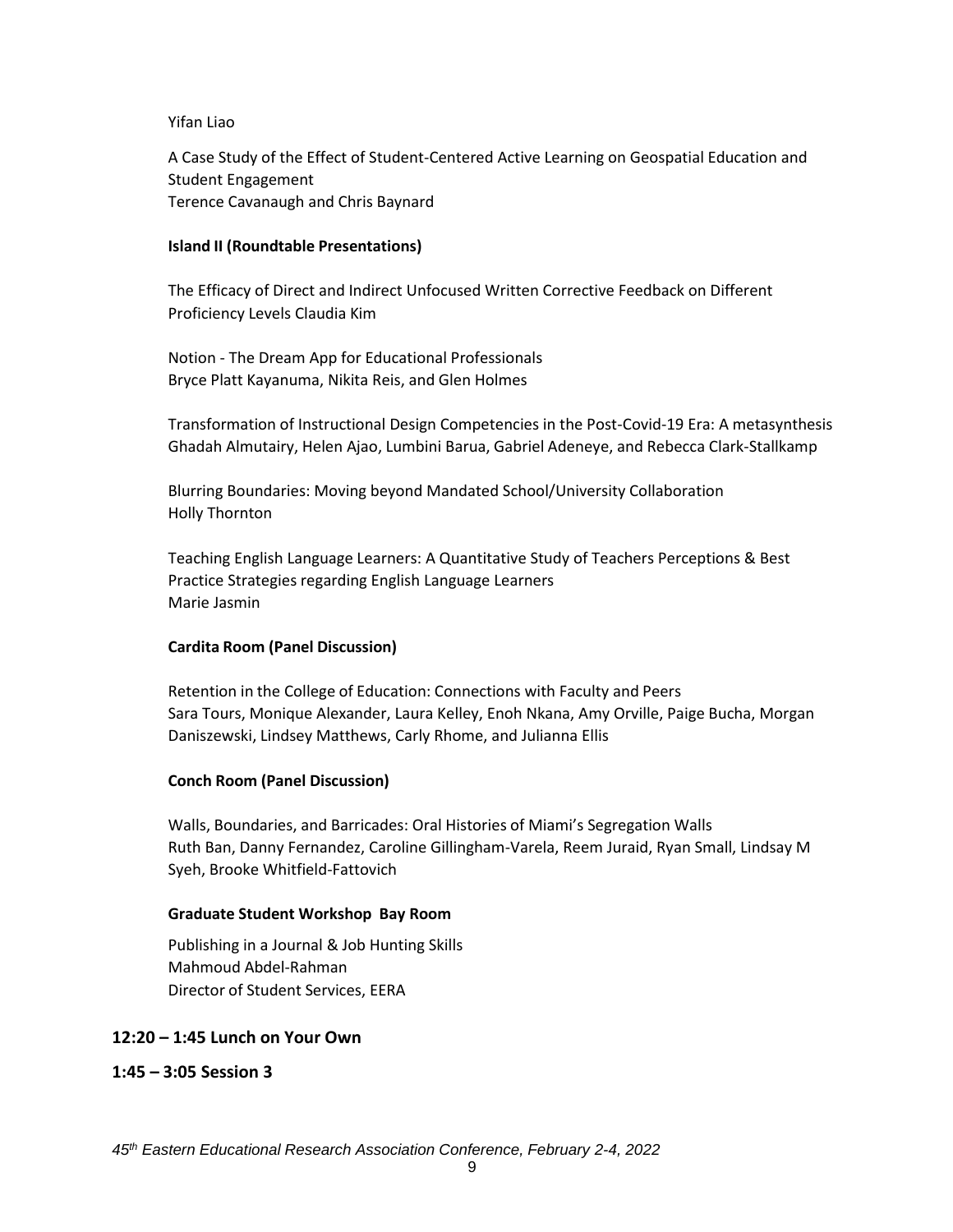Yifan Liao

A Case Study of the Effect of Student-Centered Active Learning on Geospatial Education and Student Engagement
Terence Cavanaugh and Chris Baynard

**Island II (Roundtable Presentations)**

The Efficacy of Direct and Indirect Unfocused Written Corrective Feedback on Different Proficiency Levels Claudia Kim

Notion - The Dream App for Educational Professionals
Bryce Platt Kayanuma, Nikita Reis, and Glen Holmes

Transformation of Instructional Design Competencies in the Post-Covid-19 Era: A metasynthesis
Ghadah Almutairy, Helen Ajao, Lumbini Barua, Gabriel Adeneye, and Rebecca Clark-Stallkamp

Blurring Boundaries: Moving beyond Mandated School/University Collaboration
Holly Thornton

Teaching English Language Learners: A Quantitative Study of Teachers Perceptions & Best Practice Strategies regarding English Language Learners
Marie Jasmin

**Cardita Room (Panel Discussion)**

Retention in the College of Education: Connections with Faculty and Peers
Sara Tours, Monique Alexander, Laura Kelley, Enoh Nkana, Amy Orville, Paige Bucha, Morgan Daniszewski, Lindsey Matthews, Carly Rhome, and Julianna Ellis

**Conch Room (Panel Discussion)**

Walls, Boundaries, and Barricades: Oral Histories of Miami's Segregation Walls
Ruth Ban, Danny Fernandez, Caroline Gillingham-Varela, Reem Juraid, Ryan Small, Lindsay M Syeh, Brooke Whitfield-Fattovich

**Graduate Student Workshop Bay Room**

Publishing in a Journal & Job Hunting Skills
Mahmoud Abdel-Rahman
Director of Student Services, EERA

## 12:20 – 1:45 Lunch on Your Own

## 1:45 – 3:05 Session 3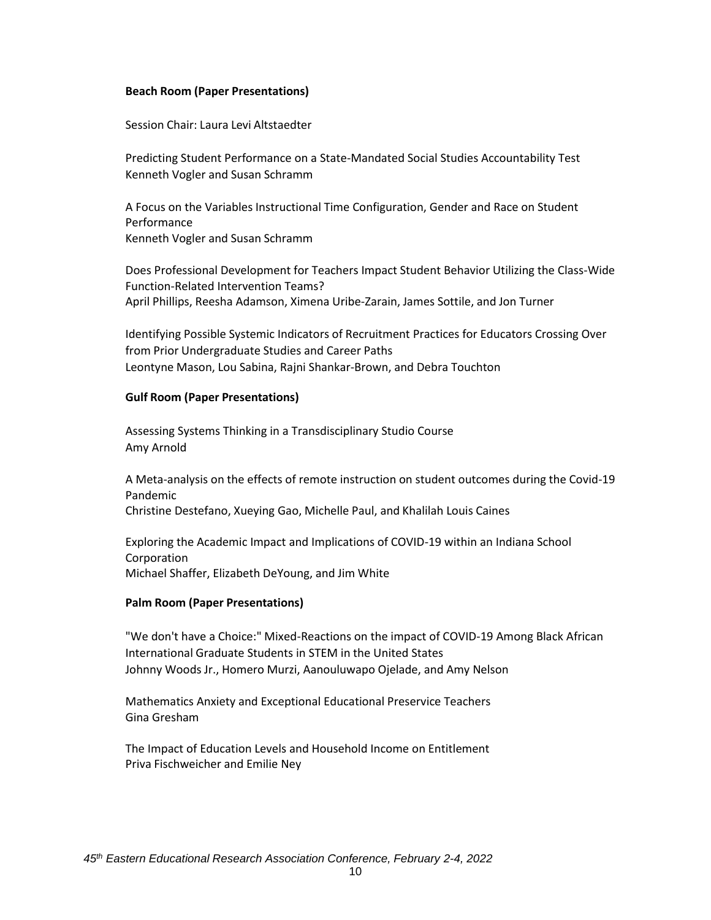**Beach Room (Paper Presentations)**

Session Chair: Laura Levi Altstaedter

Predicting Student Performance on a State-Mandated Social Studies Accountability Test
Kenneth Vogler and Susan Schramm

A Focus on the Variables Instructional Time Configuration, Gender and Race on Student Performance
Kenneth Vogler and Susan Schramm

Does Professional Development for Teachers Impact Student Behavior Utilizing the Class-Wide Function-Related Intervention Teams?
April Phillips, Reesha Adamson, Ximena Uribe-Zarain, James Sottile, and Jon Turner

Identifying Possible Systemic Indicators of Recruitment Practices for Educators Crossing Over from Prior Undergraduate Studies and Career Paths
Leontyne Mason, Lou Sabina, Rajni Shankar-Brown, and Debra Touchton

**Gulf Room (Paper Presentations)**

Assessing Systems Thinking in a Transdisciplinary Studio Course
Amy Arnold

A Meta-analysis on the effects of remote instruction on student outcomes during the Covid-19 Pandemic
Christine Destefano, Xueying Gao, Michelle Paul, and Khalilah Louis Caines

Exploring the Academic Impact and Implications of COVID-19 within an Indiana School Corporation
Michael Shaffer, Elizabeth DeYoung, and Jim White

**Palm Room (Paper Presentations)**

"We don't have a Choice:" Mixed-Reactions on the impact of COVID-19 Among Black African International Graduate Students in STEM in the United States
Johnny Woods Jr., Homero Murzi, Aanouluwapo Ojelade, and Amy Nelson

Mathematics Anxiety and Exceptional Educational Preservice Teachers
Gina Gresham

The Impact of Education Levels and Household Income on Entitlement
Priva Fischweicher and Emilie Ney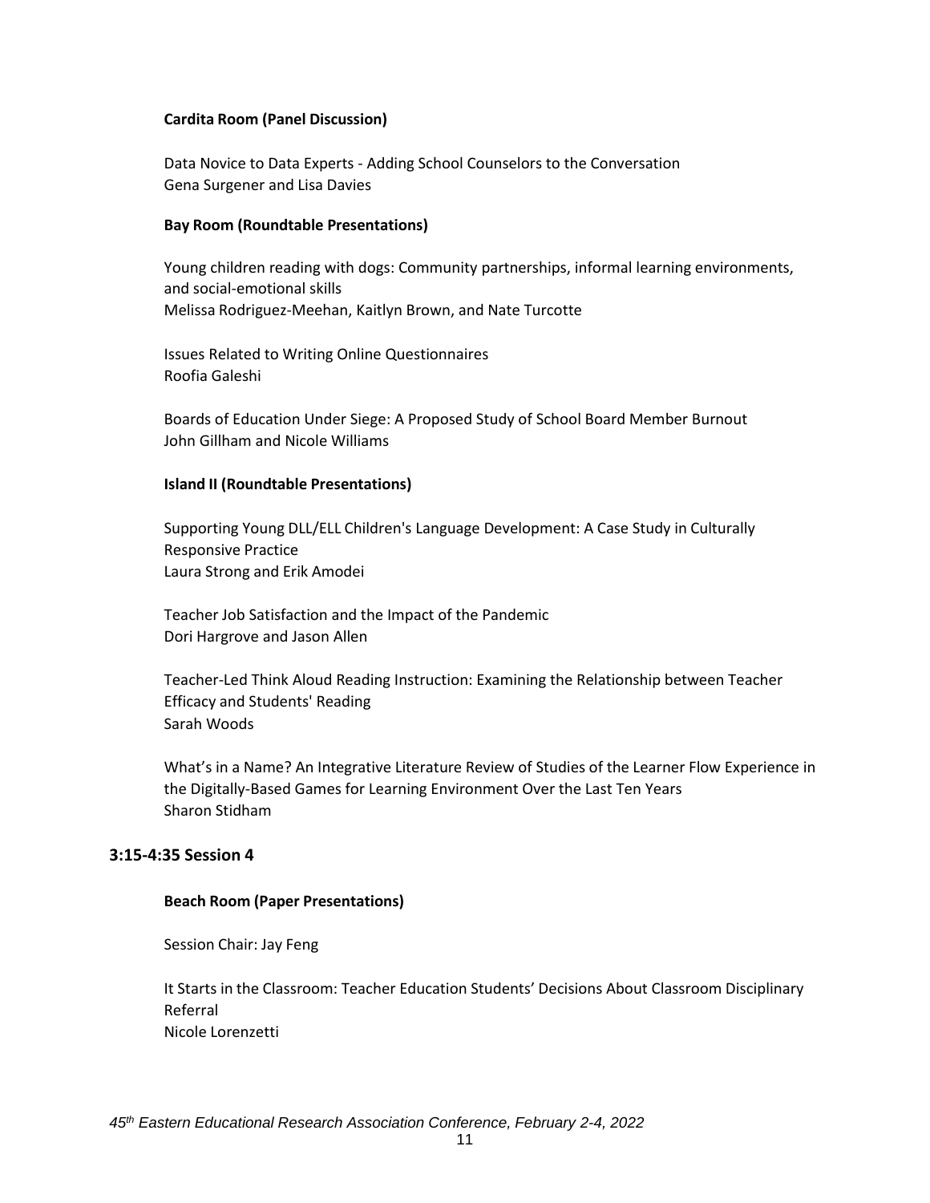**Cardita Room (Panel Discussion)**

Data Novice to Data Experts - Adding School Counselors to the Conversation
Gena Surgener and Lisa Davies

**Bay Room (Roundtable Presentations)**

Young children reading with dogs: Community partnerships, informal learning environments, and social-emotional skills
Melissa Rodriguez-Meehan, Kaitlyn Brown, and Nate Turcotte

Issues Related to Writing Online Questionnaires
Roofia Galeshi

Boards of Education Under Siege: A Proposed Study of School Board Member Burnout
John Gillham and Nicole Williams

**Island II (Roundtable Presentations)**

Supporting Young DLL/ELL Children's Language Development: A Case Study in Culturally Responsive Practice
Laura Strong and Erik Amodei

Teacher Job Satisfaction and the Impact of the Pandemic
Dori Hargrove and Jason Allen

Teacher-Led Think Aloud Reading Instruction: Examining the Relationship between Teacher Efficacy and Students' Reading
Sarah Woods

What's in a Name? An Integrative Literature Review of Studies of the Learner Flow Experience in the Digitally-Based Games for Learning Environment Over the Last Ten Years
Sharon Stidham

## 3:15-4:35 Session 4

**Beach Room (Paper Presentations)**

Session Chair: Jay Feng

It Starts in the Classroom: Teacher Education Students' Decisions About Classroom Disciplinary Referral
Nicole Lorenzetti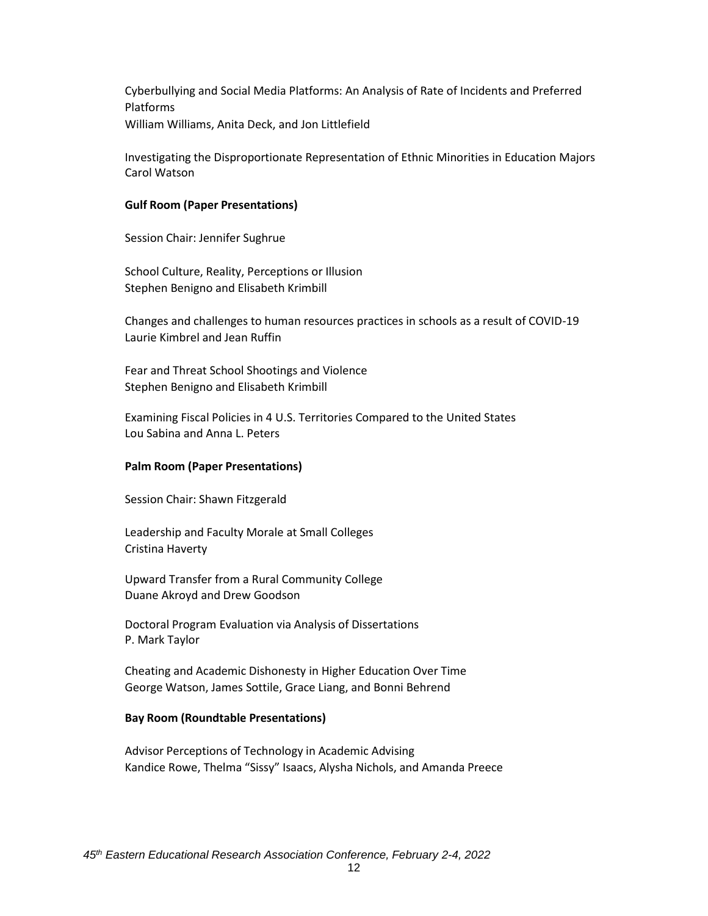Cyberbullying and Social Media Platforms: An Analysis of Rate of Incidents and Preferred Platforms
William Williams, Anita Deck, and Jon Littlefield

Investigating the Disproportionate Representation of Ethnic Minorities in Education Majors
Carol Watson

**Gulf Room (Paper Presentations)**

Session Chair: Jennifer Sughrue

School Culture, Reality, Perceptions or Illusion
Stephen Benigno and Elisabeth Krimbill

Changes and challenges to human resources practices in schools as a result of COVID-19
Laurie Kimbrel and Jean Ruffin

Fear and Threat School Shootings and Violence
Stephen Benigno and Elisabeth Krimbill

Examining Fiscal Policies in 4 U.S. Territories Compared to the United States
Lou Sabina and Anna L. Peters

**Palm Room (Paper Presentations)**

Session Chair: Shawn Fitzgerald

Leadership and Faculty Morale at Small Colleges
Cristina Haverty

Upward Transfer from a Rural Community College
Duane Akroyd and Drew Goodson

Doctoral Program Evaluation via Analysis of Dissertations
P. Mark Taylor

Cheating and Academic Dishonesty in Higher Education Over Time
George Watson, James Sottile, Grace Liang, and Bonni Behrend

**Bay Room (Roundtable Presentations)**

Advisor Perceptions of Technology in Academic Advising
Kandice Rowe, Thelma "Sissy" Isaacs, Alysha Nichols, and Amanda Preece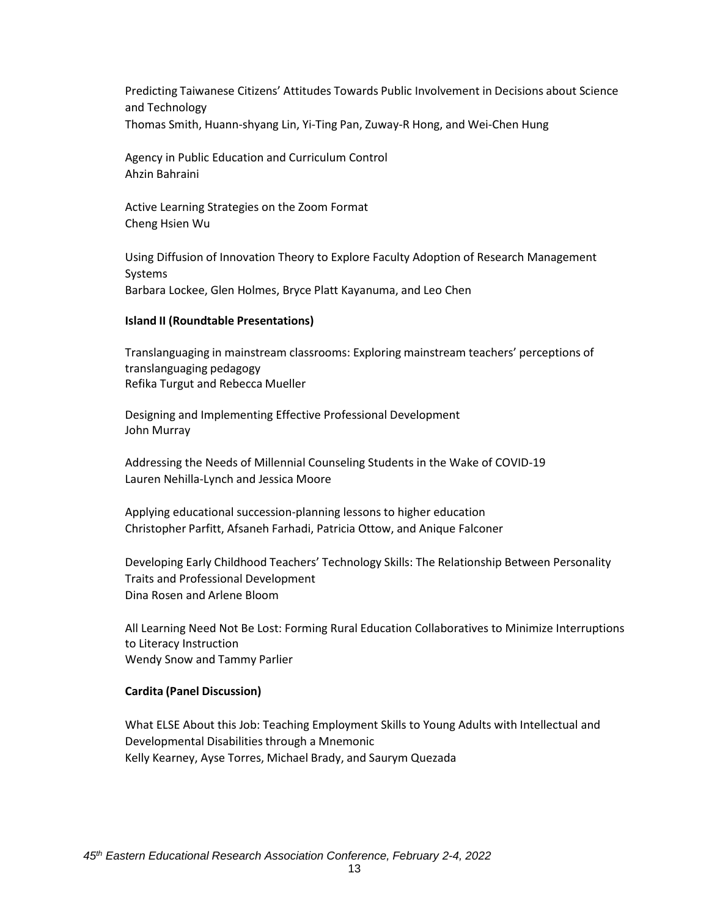Predicting Taiwanese Citizens' Attitudes Towards Public Involvement in Decisions about Science and Technology
Thomas Smith, Huann-shyang Lin, Yi-Ting Pan, Zuway-R Hong, and Wei-Chen Hung

Agency in Public Education and Curriculum Control
Ahzin Bahraini

Active Learning Strategies on the Zoom Format
Cheng Hsien Wu

Using Diffusion of Innovation Theory to Explore Faculty Adoption of Research Management Systems
Barbara Lockee, Glen Holmes, Bryce Platt Kayanuma, and Leo Chen

**Island II (Roundtable Presentations)**

Translanguaging in mainstream classrooms: Exploring mainstream teachers' perceptions of translanguaging pedagogy
Refika Turgut and Rebecca Mueller

Designing and Implementing Effective Professional Development
John Murray

Addressing the Needs of Millennial Counseling Students in the Wake of COVID-19
Lauren Nehilla-Lynch and Jessica Moore

Applying educational succession-planning lessons to higher education
Christopher Parfitt, Afsaneh Farhadi, Patricia Ottow, and Anique Falconer

Developing Early Childhood Teachers' Technology Skills: The Relationship Between Personality Traits and Professional Development
Dina Rosen and Arlene Bloom

All Learning Need Not Be Lost: Forming Rural Education Collaboratives to Minimize Interruptions to Literacy Instruction
Wendy Snow and Tammy Parlier

**Cardita (Panel Discussion)**

What ELSE About this Job: Teaching Employment Skills to Young Adults with Intellectual and Developmental Disabilities through a Mnemonic
Kelly Kearney, Ayse Torres, Michael Brady, and Saurym Quezada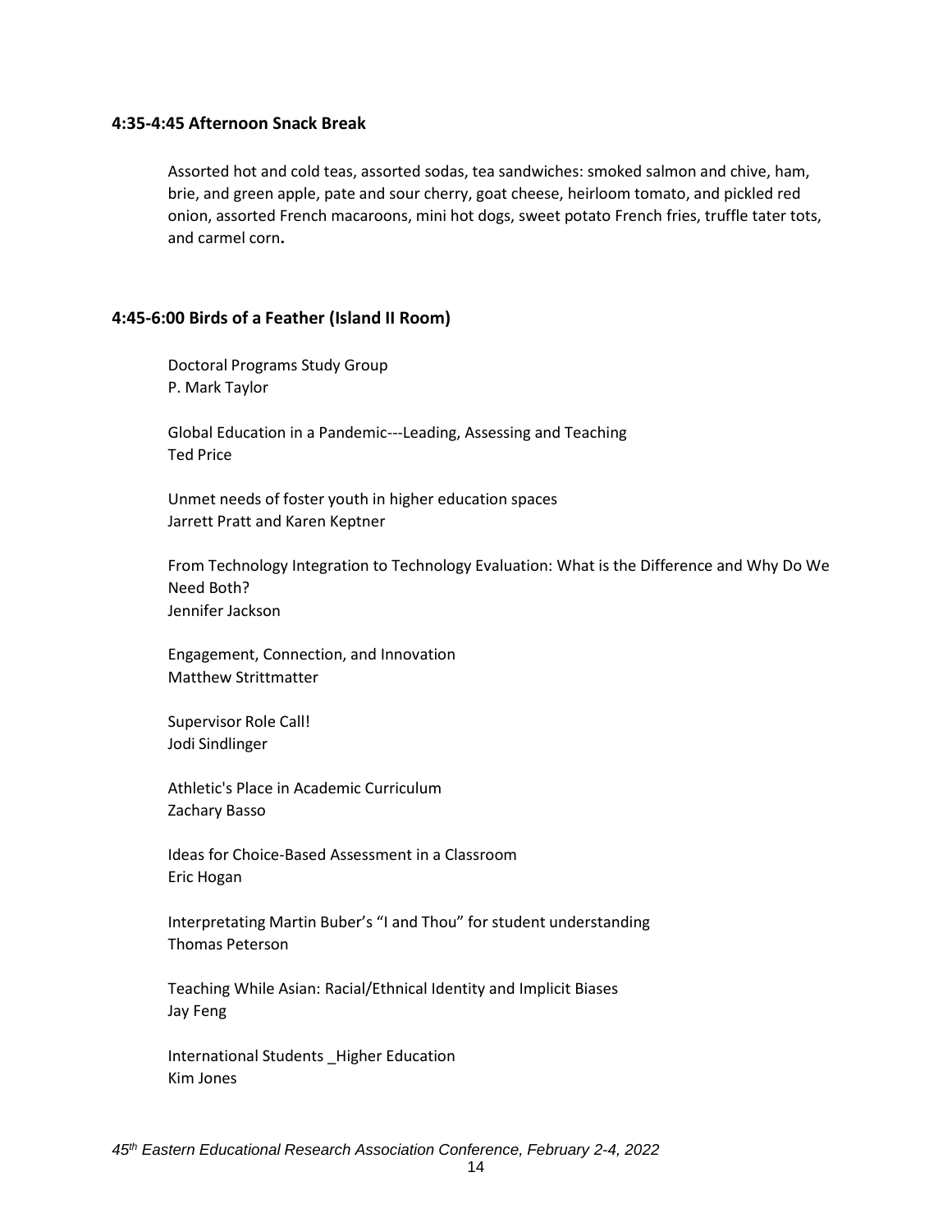### 4:35-4:45 Afternoon Snack Break

Assorted hot and cold teas, assorted sodas, tea sandwiches: smoked salmon and chive, ham, brie, and green apple, pate and sour cherry, goat cheese, heirloom tomato, and pickled red onion, assorted French macaroons, mini hot dogs, sweet potato French fries, truffle tater tots, and carmel corn**.**

### 4:45-6:00 Birds of a Feather (Island II Room)

Doctoral Programs Study Group
P. Mark Taylor

Global Education in a Pandemic---Leading, Assessing and Teaching
Ted Price

Unmet needs of foster youth in higher education spaces
Jarrett Pratt and Karen Keptner

From Technology Integration to Technology Evaluation: What is the Difference and Why Do We Need Both?
Jennifer Jackson

Engagement, Connection, and Innovation
Matthew Strittmatter

Supervisor Role Call!
Jodi Sindlinger

Athletic's Place in Academic Curriculum
Zachary Basso

Ideas for Choice-Based Assessment in a Classroom
Eric Hogan

Interpretating Martin Buber's "I and Thou" for student understanding
Thomas Peterson

Teaching While Asian: Racial/Ethnical Identity and Implicit Biases
Jay Feng

International Students _Higher Education
Kim Jones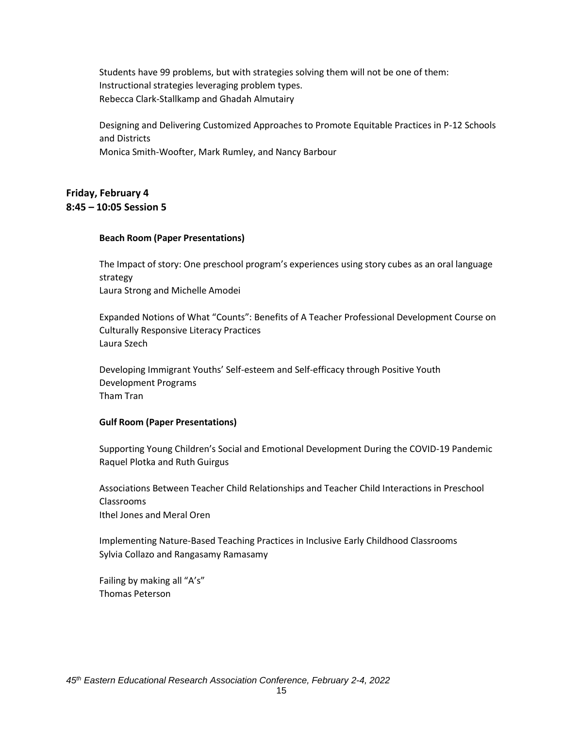Students have 99 problems, but with strategies solving them will not be one of them: Instructional strategies leveraging problem types.
Rebecca Clark-Stallkamp and Ghadah Almutairy

Designing and Delivering Customized Approaches to Promote Equitable Practices in P-12 Schools and Districts
Monica Smith-Woofter, Mark Rumley, and Nancy Barbour

## Friday, February 4
## 8:45 – 10:05 Session 5

### Beach Room (Paper Presentations)

The Impact of story: One preschool program's experiences using story cubes as an oral language strategy
Laura Strong and Michelle Amodei

Expanded Notions of What "Counts": Benefits of A Teacher Professional Development Course on Culturally Responsive Literacy Practices
Laura Szech

Developing Immigrant Youths' Self-esteem and Self-efficacy through Positive Youth Development Programs
Tham Tran

### Gulf Room (Paper Presentations)

Supporting Young Children's Social and Emotional Development During the COVID-19 Pandemic
Raquel Plotka and Ruth Guirgus

Associations Between Teacher Child Relationships and Teacher Child Interactions in Preschool Classrooms
Ithel Jones and Meral Oren

Implementing Nature-Based Teaching Practices in Inclusive Early Childhood Classrooms
Sylvia Collazo and Rangasamy Ramasamy

Failing by making all "A's"
Thomas Peterson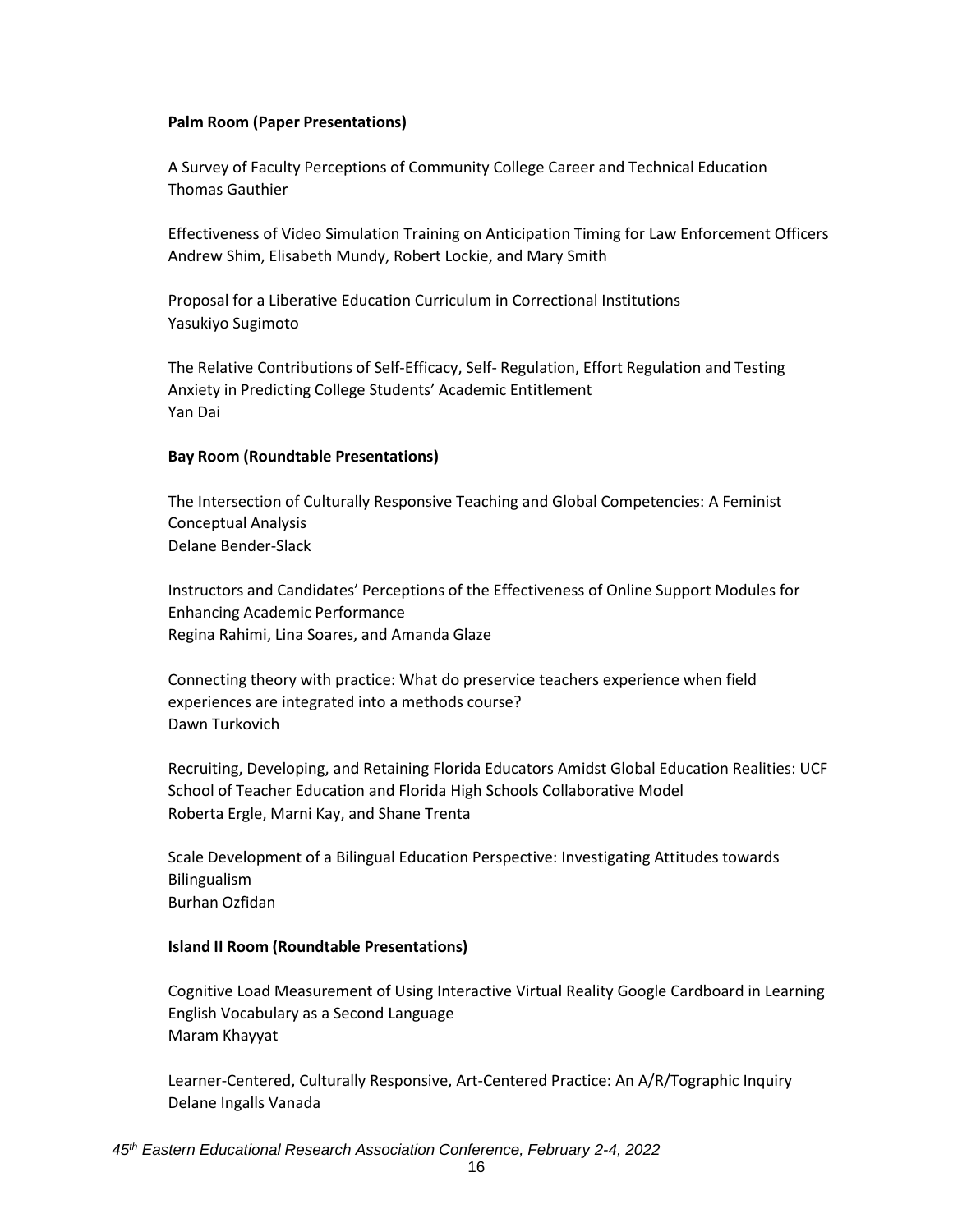**Palm Room (Paper Presentations)**

A Survey of Faculty Perceptions of Community College Career and Technical Education
Thomas Gauthier

Effectiveness of Video Simulation Training on Anticipation Timing for Law Enforcement Officers
Andrew Shim, Elisabeth Mundy, Robert Lockie, and Mary Smith

Proposal for a Liberative Education Curriculum in Correctional Institutions
Yasukiyo Sugimoto

The Relative Contributions of Self-Efficacy, Self- Regulation, Effort Regulation and Testing Anxiety in Predicting College Students' Academic Entitlement
Yan Dai

**Bay Room (Roundtable Presentations)**

The Intersection of Culturally Responsive Teaching and Global Competencies: A Feminist Conceptual Analysis
Delane Bender-Slack

Instructors and Candidates' Perceptions of the Effectiveness of Online Support Modules for Enhancing Academic Performance
Regina Rahimi, Lina Soares, and Amanda Glaze

Connecting theory with practice: What do preservice teachers experience when field experiences are integrated into a methods course?
Dawn Turkovich

Recruiting, Developing, and Retaining Florida Educators Amidst Global Education Realities: UCF School of Teacher Education and Florida High Schools Collaborative Model
Roberta Ergle, Marni Kay, and Shane Trenta

Scale Development of a Bilingual Education Perspective: Investigating Attitudes towards Bilingualism
Burhan Ozfidan

**Island II Room (Roundtable Presentations)**

Cognitive Load Measurement of Using Interactive Virtual Reality Google Cardboard in Learning English Vocabulary as a Second Language
Maram Khayyat

Learner-Centered, Culturally Responsive, Art-Centered Practice: An A/R/Tographic Inquiry
Delane Ingalls Vanada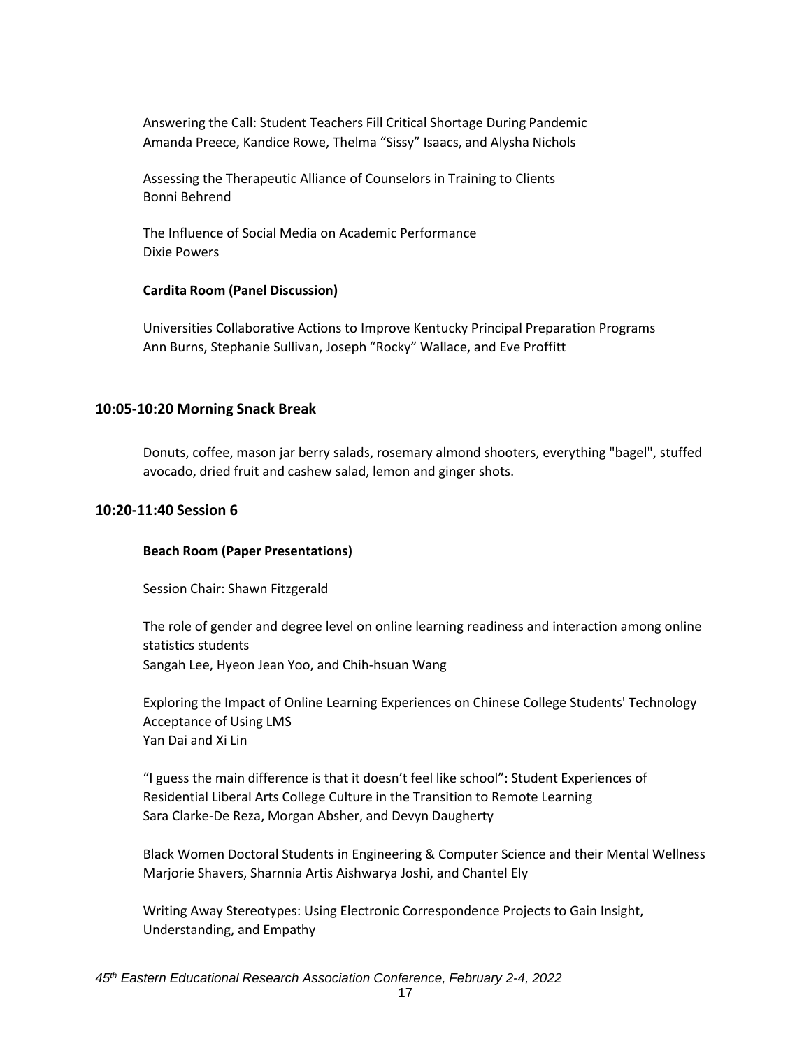Answering the Call: Student Teachers Fill Critical Shortage During Pandemic
Amanda Preece, Kandice Rowe, Thelma “Sissy” Isaacs, and Alysha Nichols

Assessing the Therapeutic Alliance of Counselors in Training to Clients
Bonni Behrend

The Influence of Social Media on Academic Performance
Dixie Powers

**Cardita Room (Panel Discussion)**

Universities Collaborative Actions to Improve Kentucky Principal Preparation Programs
Ann Burns, Stephanie Sullivan, Joseph “Rocky” Wallace, and Eve Proffitt

## 10:05-10:20 Morning Snack Break

Donuts, coffee, mason jar berry salads, rosemary almond shooters, everything "bagel", stuffed avocado, dried fruit and cashew salad, lemon and ginger shots.

## 10:20-11:40 Session 6

**Beach Room (Paper Presentations)**

Session Chair: Shawn Fitzgerald

The role of gender and degree level on online learning readiness and interaction among online statistics students
Sangah Lee, Hyeon Jean Yoo, and Chih-hsuan Wang

Exploring the Impact of Online Learning Experiences on Chinese College Students' Technology Acceptance of Using LMS
Yan Dai and Xi Lin

“I guess the main difference is that it doesn’t feel like school”: Student Experiences of Residential Liberal Arts College Culture in the Transition to Remote Learning
Sara Clarke-De Reza, Morgan Absher, and Devyn Daugherty

Black Women Doctoral Students in Engineering & Computer Science and their Mental Wellness
Marjorie Shavers, Sharnnia Artis Aishwarya Joshi, and Chantel Ely

Writing Away Stereotypes: Using Electronic Correspondence Projects to Gain Insight, Understanding, and Empathy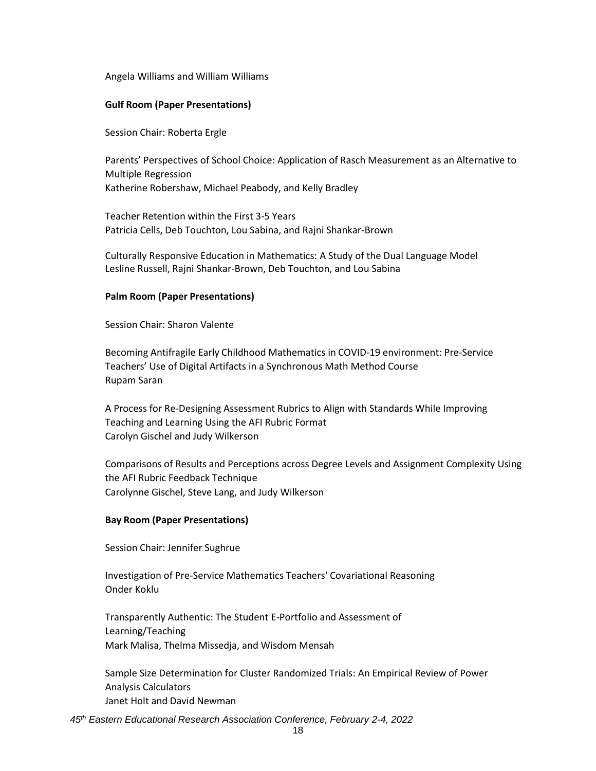Angela Williams and William Williams

**Gulf Room (Paper Presentations)**

Session Chair: Roberta Ergle

Parents' Perspectives of School Choice: Application of Rasch Measurement as an Alternative to Multiple Regression
Katherine Robershaw, Michael Peabody, and Kelly Bradley

Teacher Retention within the First 3-5 Years
Patricia Cells, Deb Touchton, Lou Sabina, and Rajni Shankar-Brown

Culturally Responsive Education in Mathematics: A Study of the Dual Language Model
Lesline Russell, Rajni Shankar-Brown, Deb Touchton, and Lou Sabina

**Palm Room (Paper Presentations)**

Session Chair: Sharon Valente

Becoming Antifragile Early Childhood Mathematics in COVID-19 environment: Pre-Service Teachers' Use of Digital Artifacts in a Synchronous Math Method Course
Rupam Saran

A Process for Re-Designing Assessment Rubrics to Align with Standards While Improving Teaching and Learning Using the AFI Rubric Format
Carolyn Gischel and Judy Wilkerson

Comparisons of Results and Perceptions across Degree Levels and Assignment Complexity Using the AFI Rubric Feedback Technique
Carolynne Gischel, Steve Lang, and Judy Wilkerson

**Bay Room (Paper Presentations)**

Session Chair: Jennifer Sughrue

Investigation of Pre-Service Mathematics Teachers' Covariational Reasoning
Onder Koklu

Transparently Authentic: The Student E-Portfolio and Assessment of Learning/Teaching
Mark Malisa, Thelma Missedja, and Wisdom Mensah

Sample Size Determination for Cluster Randomized Trials: An Empirical Review of Power Analysis Calculators
Janet Holt and David Newman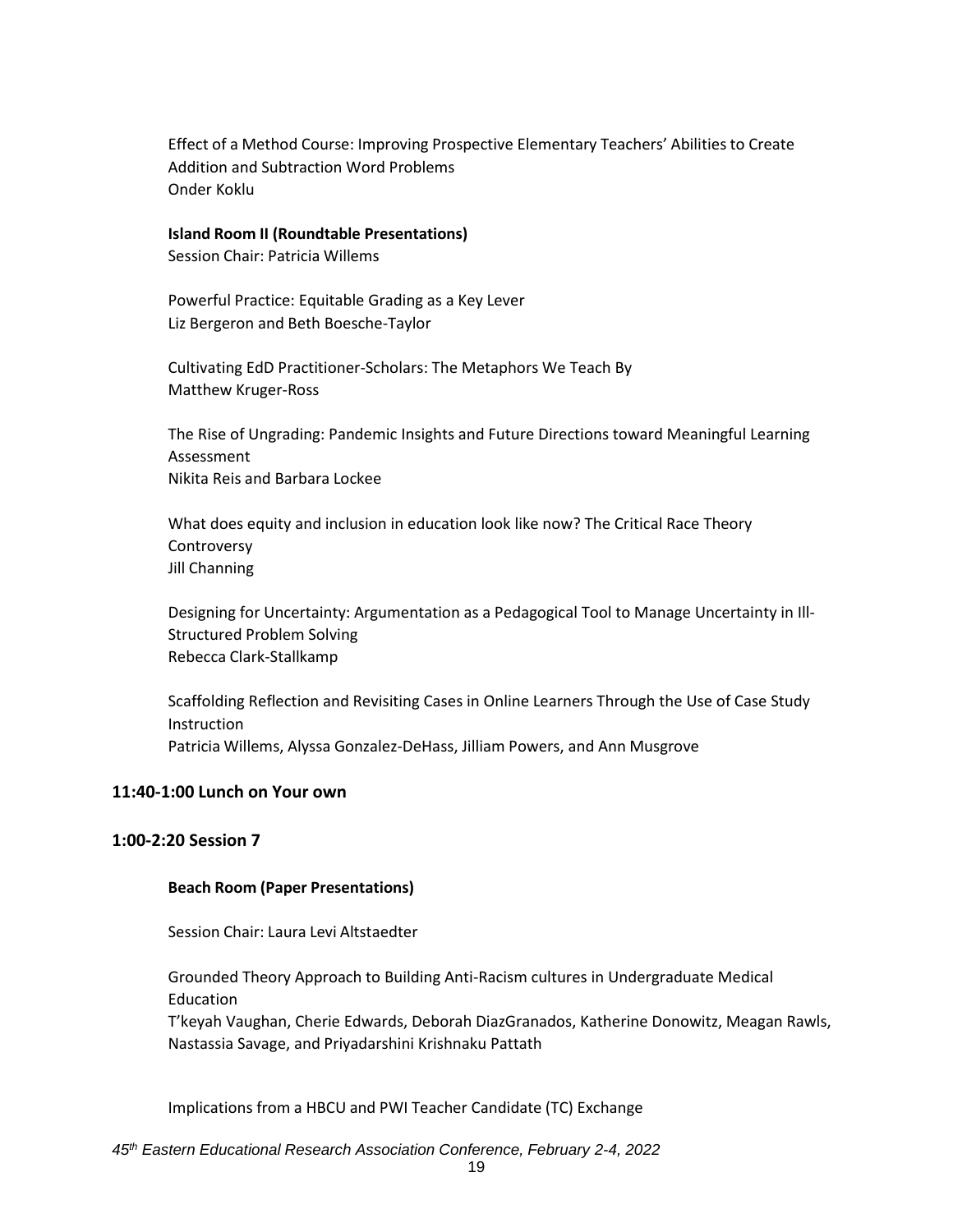Effect of a Method Course: Improving Prospective Elementary Teachers' Abilities to Create Addition and Subtraction Word Problems
Onder Koklu

**Island Room II (Roundtable Presentations)**
Session Chair: Patricia Willems

Powerful Practice: Equitable Grading as a Key Lever
Liz Bergeron and Beth Boesche-Taylor

Cultivating EdD Practitioner-Scholars: The Metaphors We Teach By
Matthew Kruger-Ross

The Rise of Ungrading: Pandemic Insights and Future Directions toward Meaningful Learning Assessment
Nikita Reis and Barbara Lockee

What does equity and inclusion in education look like now? The Critical Race Theory Controversy
Jill Channing

Designing for Uncertainty: Argumentation as a Pedagogical Tool to Manage Uncertainty in Ill-Structured Problem Solving
Rebecca Clark-Stallkamp

Scaffolding Reflection and Revisiting Cases in Online Learners Through the Use of Case Study Instruction
Patricia Willems, Alyssa Gonzalez-DeHass, Jilliam Powers, and Ann Musgrove

## 11:40-1:00 Lunch on Your own

## 1:00-2:20 Session 7

**Beach Room (Paper Presentations)**

Session Chair: Laura Levi Altstaedter

Grounded Theory Approach to Building Anti-Racism cultures in Undergraduate Medical Education
T'keyah Vaughan, Cherie Edwards, Deborah DiazGranados, Katherine Donowitz, Meagan Rawls, Nastassia Savage, and Priyadarshini Krishnaku Pattath

Implications from a HBCU and PWI Teacher Candidate (TC) Exchange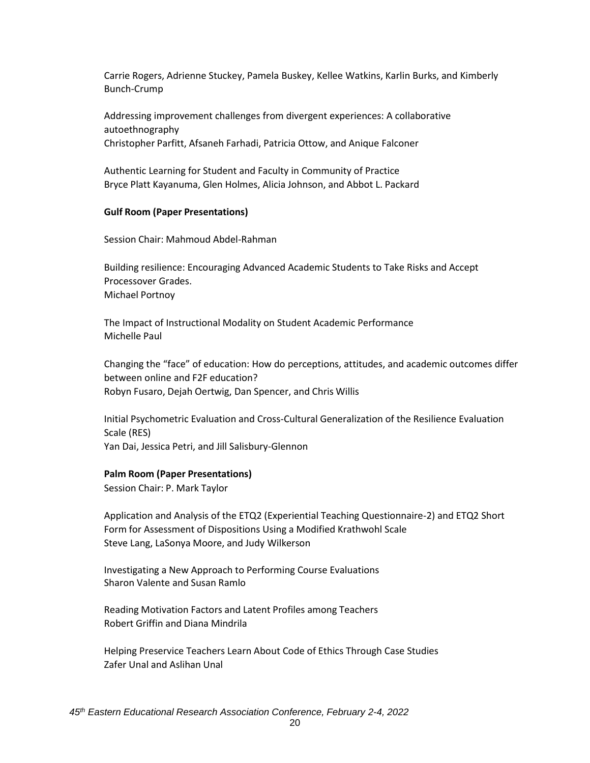Carrie Rogers, Adrienne Stuckey, Pamela Buskey, Kellee Watkins, Karlin Burks, and Kimberly Bunch-Crump

Addressing improvement challenges from divergent experiences: A collaborative autoethnography
Christopher Parfitt, Afsaneh Farhadi, Patricia Ottow, and Anique Falconer

Authentic Learning for Student and Faculty in Community of Practice
Bryce Platt Kayanuma, Glen Holmes, Alicia Johnson, and Abbot L. Packard

**Gulf Room (Paper Presentations)**

Session Chair: Mahmoud Abdel-Rahman

Building resilience: Encouraging Advanced Academic Students to Take Risks and Accept Processover Grades.
Michael Portnoy

The Impact of Instructional Modality on Student Academic Performance
Michelle Paul

Changing the "face" of education: How do perceptions, attitudes, and academic outcomes differ between online and F2F education?
Robyn Fusaro, Dejah Oertwig, Dan Spencer, and Chris Willis

Initial Psychometric Evaluation and Cross-Cultural Generalization of the Resilience Evaluation Scale (RES)
Yan Dai, Jessica Petri, and Jill Salisbury-Glennon

**Palm Room (Paper Presentations)**
Session Chair: P. Mark Taylor

Application and Analysis of the ETQ2 (Experiential Teaching Questionnaire-2) and ETQ2 Short Form for Assessment of Dispositions Using a Modified Krathwohl Scale
Steve Lang, LaSonya Moore, and Judy Wilkerson

Investigating a New Approach to Performing Course Evaluations
Sharon Valente and Susan Ramlo

Reading Motivation Factors and Latent Profiles among Teachers
Robert Griffin and Diana Mindrila

Helping Preservice Teachers Learn About Code of Ethics Through Case Studies
Zafer Unal and Aslihan Unal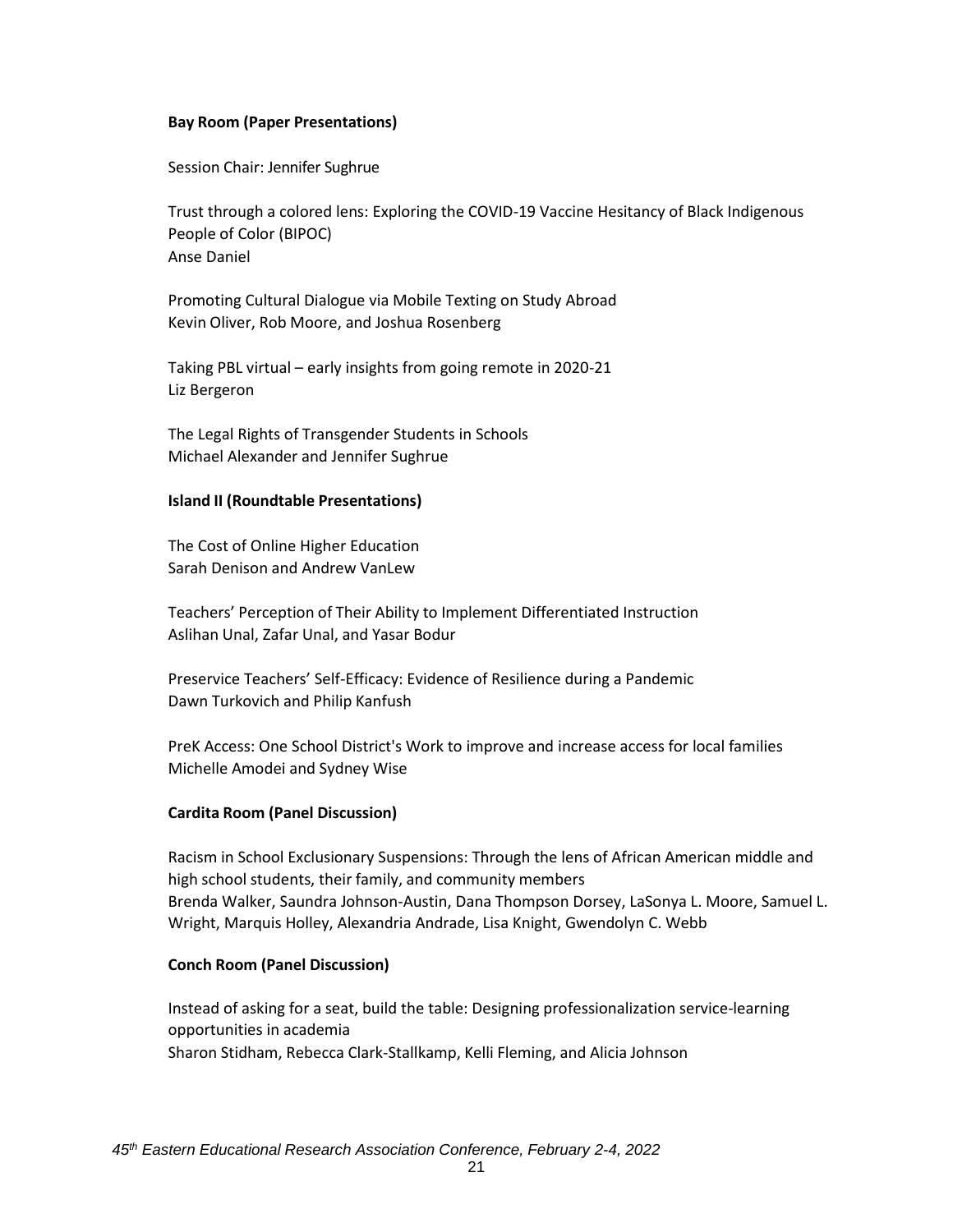**Bay Room (Paper Presentations)**

Session Chair: Jennifer Sughrue

Trust through a colored lens: Exploring the COVID-19 Vaccine Hesitancy of Black Indigenous People of Color (BIPOC)
Anse Daniel

Promoting Cultural Dialogue via Mobile Texting on Study Abroad
Kevin Oliver, Rob Moore, and Joshua Rosenberg

Taking PBL virtual – early insights from going remote in 2020-21
Liz Bergeron

The Legal Rights of Transgender Students in Schools
Michael Alexander and Jennifer Sughrue

**Island II (Roundtable Presentations)**

The Cost of Online Higher Education
Sarah Denison and Andrew VanLew

Teachers' Perception of Their Ability to Implement Differentiated Instruction
Aslihan Unal, Zafar Unal, and Yasar Bodur

Preservice Teachers' Self-Efficacy: Evidence of Resilience during a Pandemic
Dawn Turkovich and Philip Kanfush

PreK Access: One School District's Work to improve and increase access for local families
Michelle Amodei and Sydney Wise

**Cardita Room (Panel Discussion)**

Racism in School Exclusionary Suspensions: Through the lens of African American middle and high school students, their family, and community members
Brenda Walker, Saundra Johnson-Austin, Dana Thompson Dorsey, LaSonya L. Moore, Samuel L. Wright, Marquis Holley, Alexandria Andrade, Lisa Knight, Gwendolyn C. Webb

**Conch Room (Panel Discussion)**

Instead of asking for a seat, build the table: Designing professionalization service-learning opportunities in academia
Sharon Stidham, Rebecca Clark-Stallkamp, Kelli Fleming, and Alicia Johnson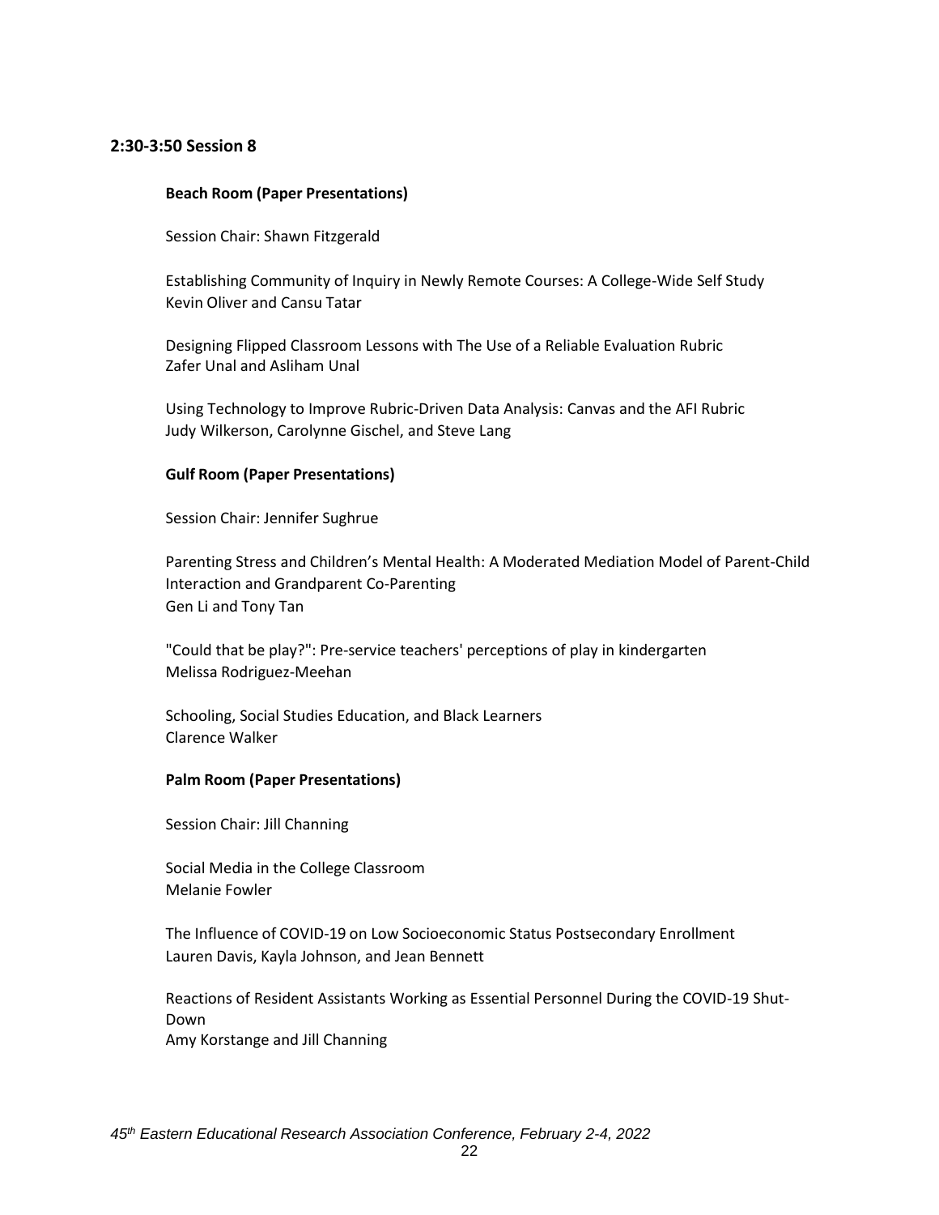## 2:30-3:50 Session 8

### Beach Room (Paper Presentations)

Session Chair: Shawn Fitzgerald

Establishing Community of Inquiry in Newly Remote Courses: A College-Wide Self Study
Kevin Oliver and Cansu Tatar

Designing Flipped Classroom Lessons with The Use of a Reliable Evaluation Rubric
Zafer Unal and Asliham Unal

Using Technology to Improve Rubric-Driven Data Analysis: Canvas and the AFI Rubric
Judy Wilkerson, Carolynne Gischel, and Steve Lang

### Gulf Room (Paper Presentations)

Session Chair: Jennifer Sughrue

Parenting Stress and Children's Mental Health: A Moderated Mediation Model of Parent-Child Interaction and Grandparent Co-Parenting
Gen Li and Tony Tan

"Could that be play?": Pre-service teachers' perceptions of play in kindergarten
Melissa Rodriguez-Meehan

Schooling, Social Studies Education, and Black Learners
Clarence Walker

### Palm Room (Paper Presentations)

Session Chair: Jill Channing

Social Media in the College Classroom
Melanie Fowler

The Influence of COVID-19 on Low Socioeconomic Status Postsecondary Enrollment
Lauren Davis, Kayla Johnson, and Jean Bennett

Reactions of Resident Assistants Working as Essential Personnel During the COVID-19 Shut-Down
Amy Korstange and Jill Channing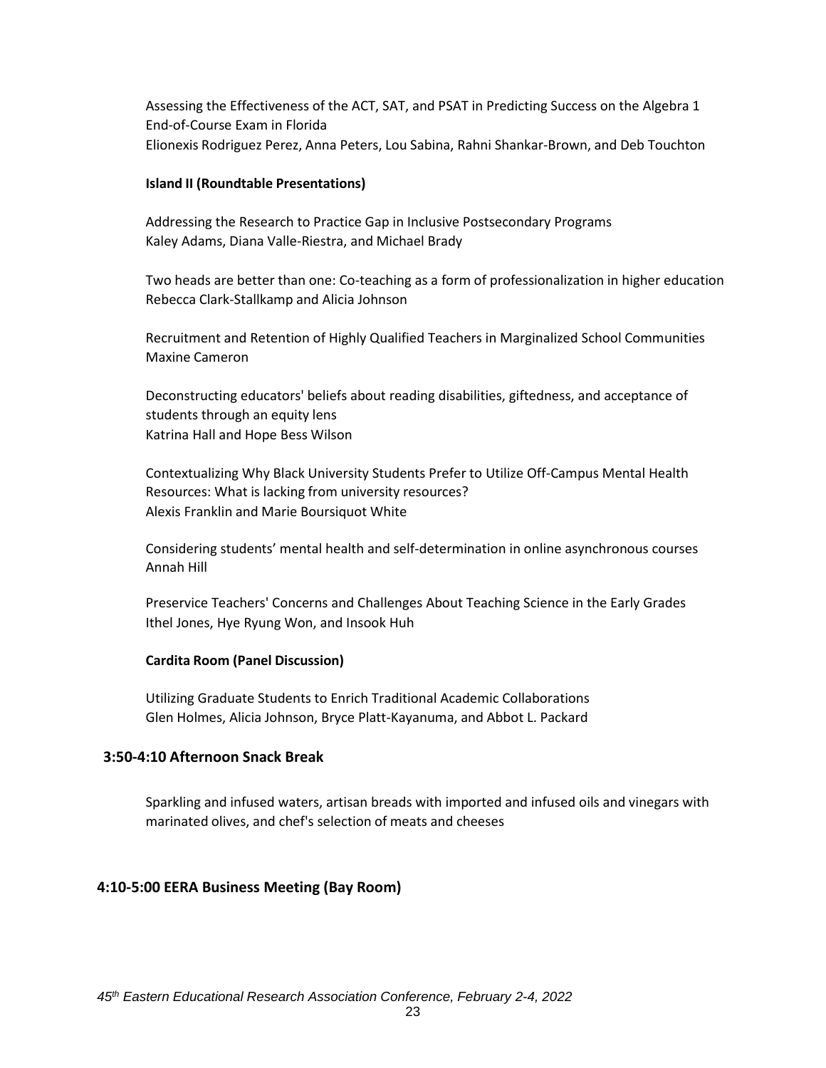Assessing the Effectiveness of the ACT, SAT, and PSAT in Predicting Success on the Algebra 1 End-of-Course Exam in Florida
Elionexis Rodriguez Perez, Anna Peters, Lou Sabina, Rahni Shankar-Brown, and Deb Touchton

**Island II (Roundtable Presentations)**

Addressing the Research to Practice Gap in Inclusive Postsecondary Programs
Kaley Adams, Diana Valle-Riestra, and Michael Brady

Two heads are better than one: Co-teaching as a form of professionalization in higher education
Rebecca Clark-Stallkamp and Alicia Johnson

Recruitment and Retention of Highly Qualified Teachers in Marginalized School Communities
Maxine Cameron

Deconstructing educators' beliefs about reading disabilities, giftedness, and acceptance of students through an equity lens
Katrina Hall and Hope Bess Wilson

Contextualizing Why Black University Students Prefer to Utilize Off-Campus Mental Health Resources: What is lacking from university resources?
Alexis Franklin and Marie Boursiquot White

Considering students' mental health and self-determination in online asynchronous courses
Annah Hill

Preservice Teachers' Concerns and Challenges About Teaching Science in the Early Grades
Ithel Jones, Hye Ryung Won, and Insook Huh

**Cardita Room (Panel Discussion)**

Utilizing Graduate Students to Enrich Traditional Academic Collaborations
Glen Holmes, Alicia Johnson, Bryce Platt-Kayanuma, and Abbot L. Packard

## 3:50-4:10 Afternoon Snack Break

Sparkling and infused waters, artisan breads with imported and infused oils and vinegars with marinated olives, and chef's selection of meats and cheeses

## 4:10-5:00 EERA Business Meeting (Bay Room)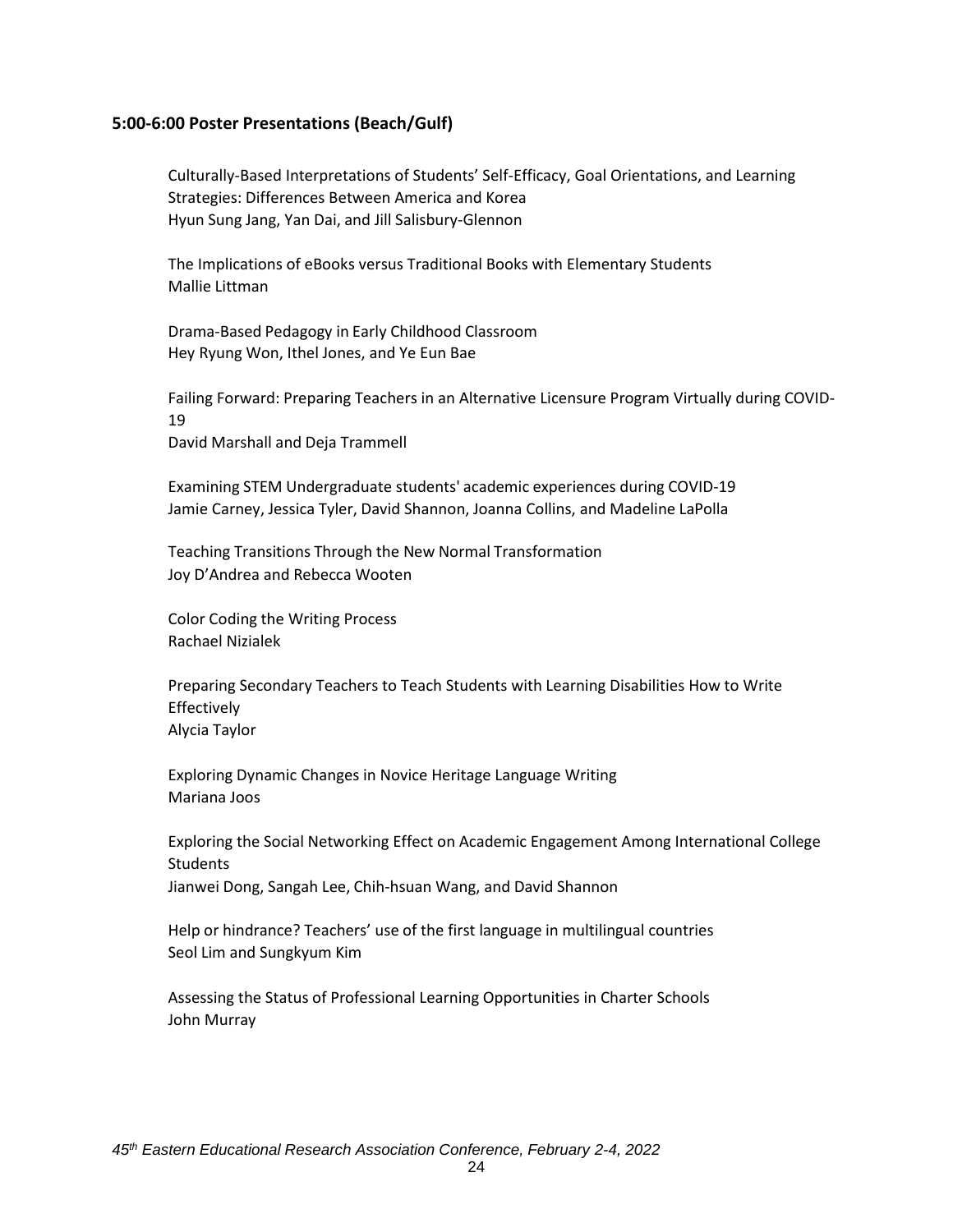**5:00-6:00 Poster Presentations (Beach/Gulf)**

Culturally-Based Interpretations of Students' Self-Efficacy, Goal Orientations, and Learning Strategies: Differences Between America and Korea
Hyun Sung Jang, Yan Dai, and Jill Salisbury-Glennon

The Implications of eBooks versus Traditional Books with Elementary Students
Mallie Littman

Drama-Based Pedagogy in Early Childhood Classroom
Hey Ryung Won, Ithel Jones, and Ye Eun Bae

Failing Forward: Preparing Teachers in an Alternative Licensure Program Virtually during COVID-19
David Marshall and Deja Trammell

Examining STEM Undergraduate students' academic experiences during COVID-19
Jamie Carney, Jessica Tyler, David Shannon, Joanna Collins, and Madeline LaPolla

Teaching Transitions Through the New Normal Transformation
Joy D'Andrea and Rebecca Wooten

Color Coding the Writing Process
Rachael Nizialek

Preparing Secondary Teachers to Teach Students with Learning Disabilities How to Write Effectively
Alycia Taylor

Exploring Dynamic Changes in Novice Heritage Language Writing
Mariana Joos

Exploring the Social Networking Effect on Academic Engagement Among International College Students
Jianwei Dong, Sangah Lee, Chih-hsuan Wang, and David Shannon

Help or hindrance? Teachers' use of the first language in multilingual countries
Seol Lim and Sungkyum Kim

Assessing the Status of Professional Learning Opportunities in Charter Schools
John Murray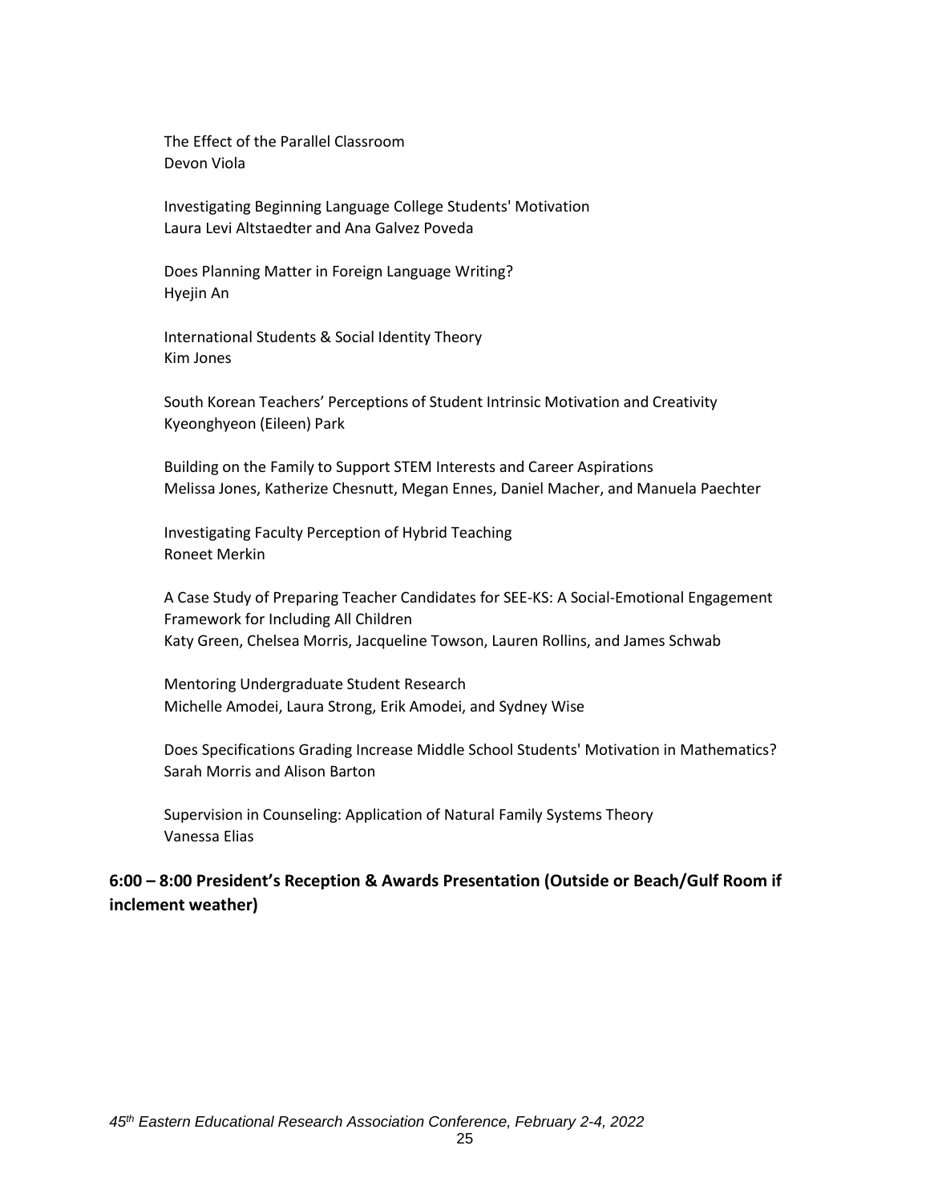The Effect of the Parallel Classroom
Devon Viola

Investigating Beginning Language College Students' Motivation
Laura Levi Altstaedter and Ana Galvez Poveda

Does Planning Matter in Foreign Language Writing?
Hyejin An

International Students & Social Identity Theory
Kim Jones

South Korean Teachers' Perceptions of Student Intrinsic Motivation and Creativity
Kyeonghyeon (Eileen) Park

Building on the Family to Support STEM Interests and Career Aspirations
Melissa Jones, Katherize Chesnutt, Megan Ennes, Daniel Macher, and Manuela Paechter

Investigating Faculty Perception of Hybrid Teaching
Roneet Merkin

A Case Study of Preparing Teacher Candidates for SEE-KS: A Social-Emotional Engagement Framework for Including All Children
Katy Green, Chelsea Morris, Jacqueline Towson, Lauren Rollins, and James Schwab

Mentoring Undergraduate Student Research
Michelle Amodei, Laura Strong, Erik Amodei, and Sydney Wise

Does Specifications Grading Increase Middle School Students' Motivation in Mathematics?
Sarah Morris and Alison Barton

Supervision in Counseling: Application of Natural Family Systems Theory
Vanessa Elias

**6:00 – 8:00 President's Reception & Awards Presentation (Outside or Beach/Gulf Room if inclement weather)**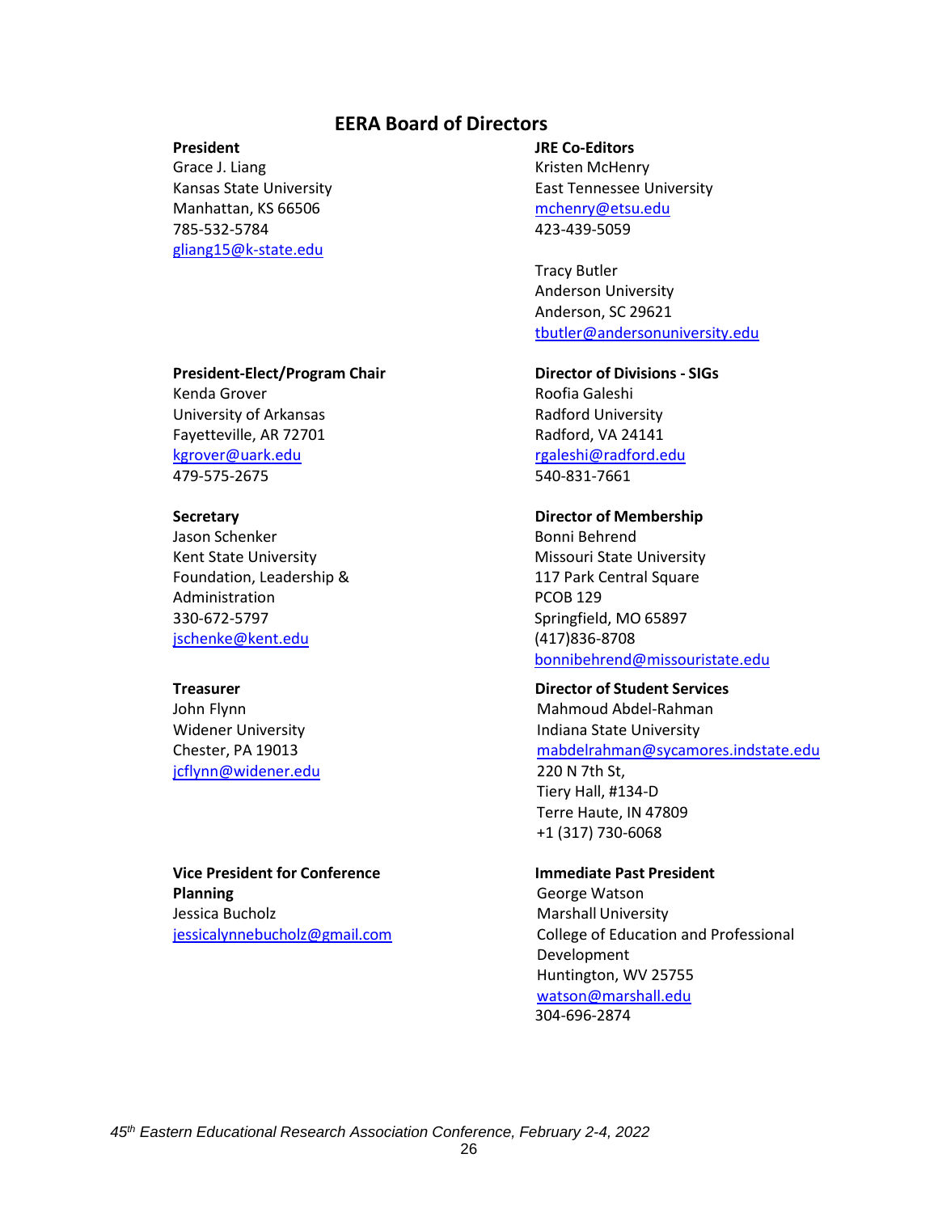## EERA Board of Directors

**President**
Grace J. Liang
Kansas State University
Manhattan, KS 66506
785-532-5784
gliang15@k-state.edu

**President-Elect/Program Chair**
Kenda Grover
University of Arkansas
Fayetteville, AR 72701
kgrover@uark.edu
479-575-2675

**Secretary**
Jason Schenker
Kent State University
Foundation, Leadership & Administration
330-672-5797
jschenke@kent.edu

**Treasurer**
John Flynn
Widener University
Chester, PA 19013
jcflynn@widener.edu

**Vice President for Conference Planning**
Jessica Bucholz
jessicalynnebucholz@gmail.com

**JRE Co-Editors**
Kristen McHenry
East Tennessee University
mchenry@etsu.edu
423-439-5059

Tracy Butler
Anderson University
Anderson, SC 29621
tbutler@andersonuniversity.edu

**Director of Divisions - SIGs**
Roofia Galeshi
Radford University
Radford, VA 24141
rgaleshi@radford.edu
540-831-7661

**Director of Membership**
Bonni Behrend
Missouri State University
117 Park Central Square
PCOB 129
Springfield, MO 65897
(417)836-8708
bonnibehrend@missouristate.edu

**Director of Student Services**
Mahmoud Abdel-Rahman
Indiana State University
mabdelrahman@sycamores.indstate.edu
220 N 7th St,
Tiery Hall, #134-D
Terre Haute, IN 47809
+1 (317) 730-6068

**Immediate Past President**
George Watson
Marshall University
College of Education and Professional Development
Huntington, WV 25755
watson@marshall.edu
304-696-2874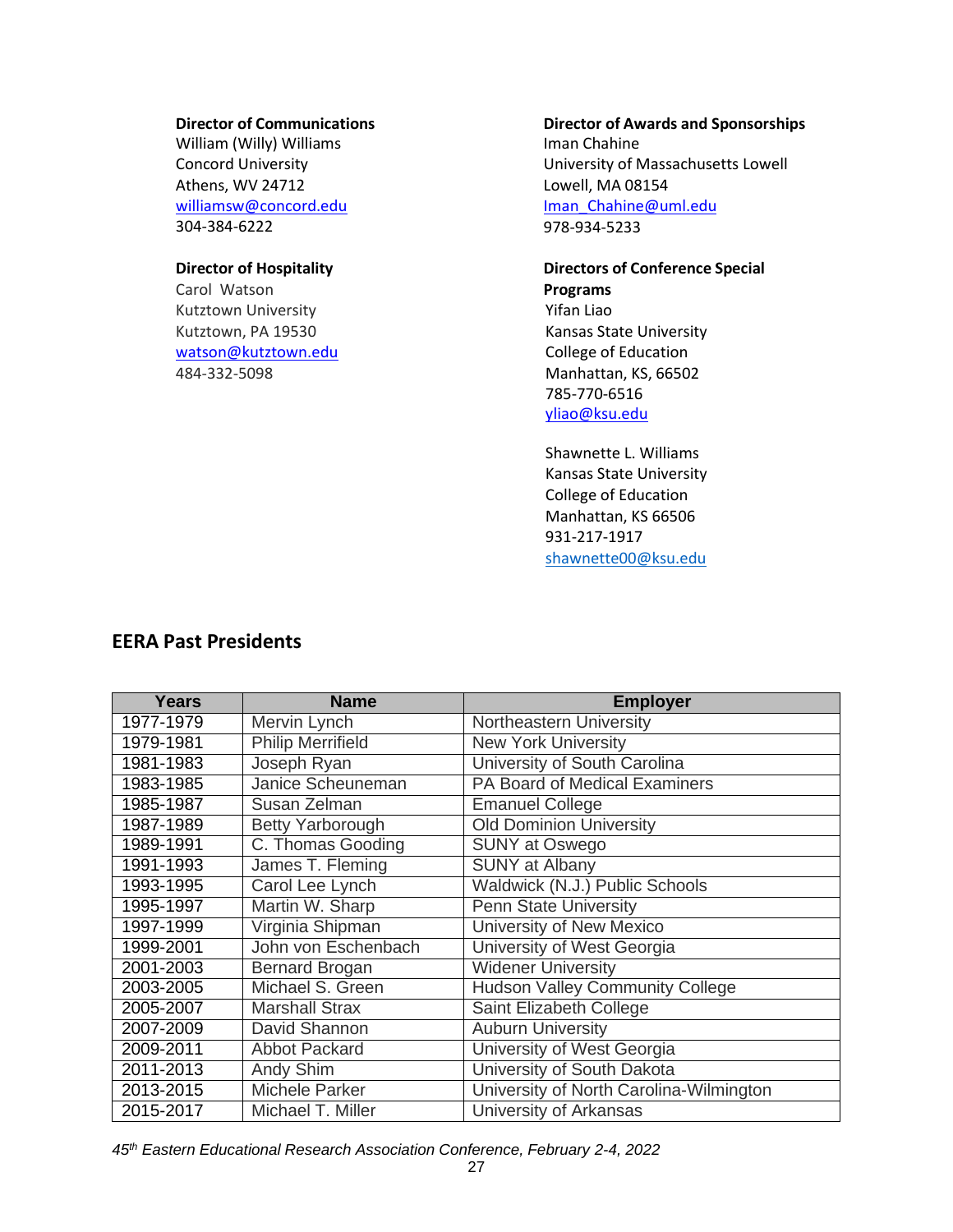**Director of Communications**
William (Willy) Williams
Concord University
Athens, WV 24712
williamsw@concord.edu
304-384-6222

**Director of Hospitality**
Carol Watson
Kutztown University
Kutztown, PA 19530
watson@kutztown.edu
484-332-5098

**Director of Awards and Sponsorships**
Iman Chahine
University of Massachusetts Lowell
Lowell, MA 08154
Iman_Chahine@uml.edu
978-934-5233

**Directors of Conference Special Programs**
Yifan Liao
Kansas State University
College of Education
Manhattan, KS, 66502
785-770-6516
yliao@ksu.edu

Shawnette L. Williams
Kansas State University
College of Education
Manhattan, KS 66506
931-217-1917
shawnette00@ksu.edu

## EERA Past Presidents

| Years | Name | Employer |
|---|---|---|
| 1977-1979 | Mervin Lynch | Northeastern University |
| 1979-1981 | Philip Merrifield | New York University |
| 1981-1983 | Joseph Ryan | University of South Carolina |
| 1983-1985 | Janice Scheuneman | PA Board of Medical Examiners |
| 1985-1987 | Susan Zelman | Emanuel College |
| 1987-1989 | Betty Yarborough | Old Dominion University |
| 1989-1991 | C. Thomas Gooding | SUNY at Oswego |
| 1991-1993 | James T. Fleming | SUNY at Albany |
| 1993-1995 | Carol Lee Lynch | Waldwick (N.J.) Public Schools |
| 1995-1997 | Martin W. Sharp | Penn State University |
| 1997-1999 | Virginia Shipman | University of New Mexico |
| 1999-2001 | John von Eschenbach | University of West Georgia |
| 2001-2003 | Bernard Brogan | Widener University |
| 2003-2005 | Michael S. Green | Hudson Valley Community College |
| 2005-2007 | Marshall Strax | Saint Elizabeth College |
| 2007-2009 | David Shannon | Auburn University |
| 2009-2011 | Abbot Packard | University of West Georgia |
| 2011-2013 | Andy Shim | University of South Dakota |
| 2013-2015 | Michele Parker | University of North Carolina-Wilmington |
| 2015-2017 | Michael T. Miller | University of Arkansas |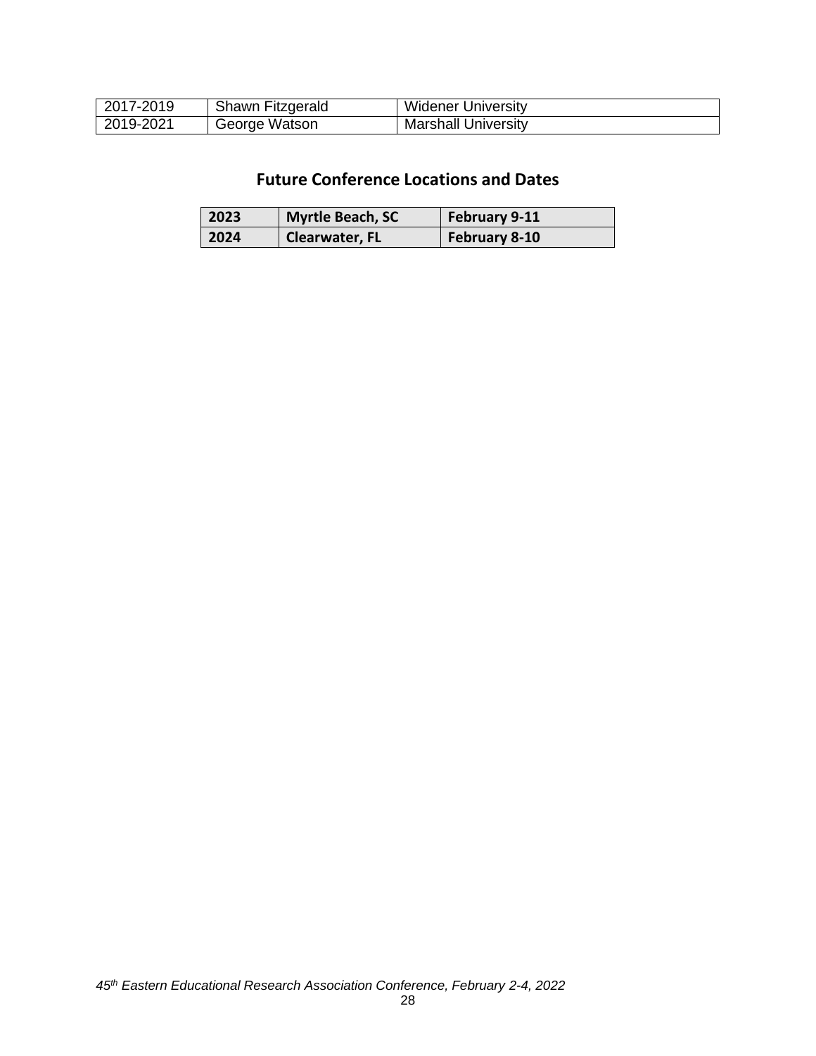| 2017-2019 | Shawn Fitzgerald | Widener University |
|---|---|---|
| 2019-2021 | George Watson | Marshall University |

## Future Conference Locations and Dates

| 2023 | Myrtle Beach, SC | February 9-11 |
|---|---|---|
| 2024 | Clearwater, FL | February 8-10 |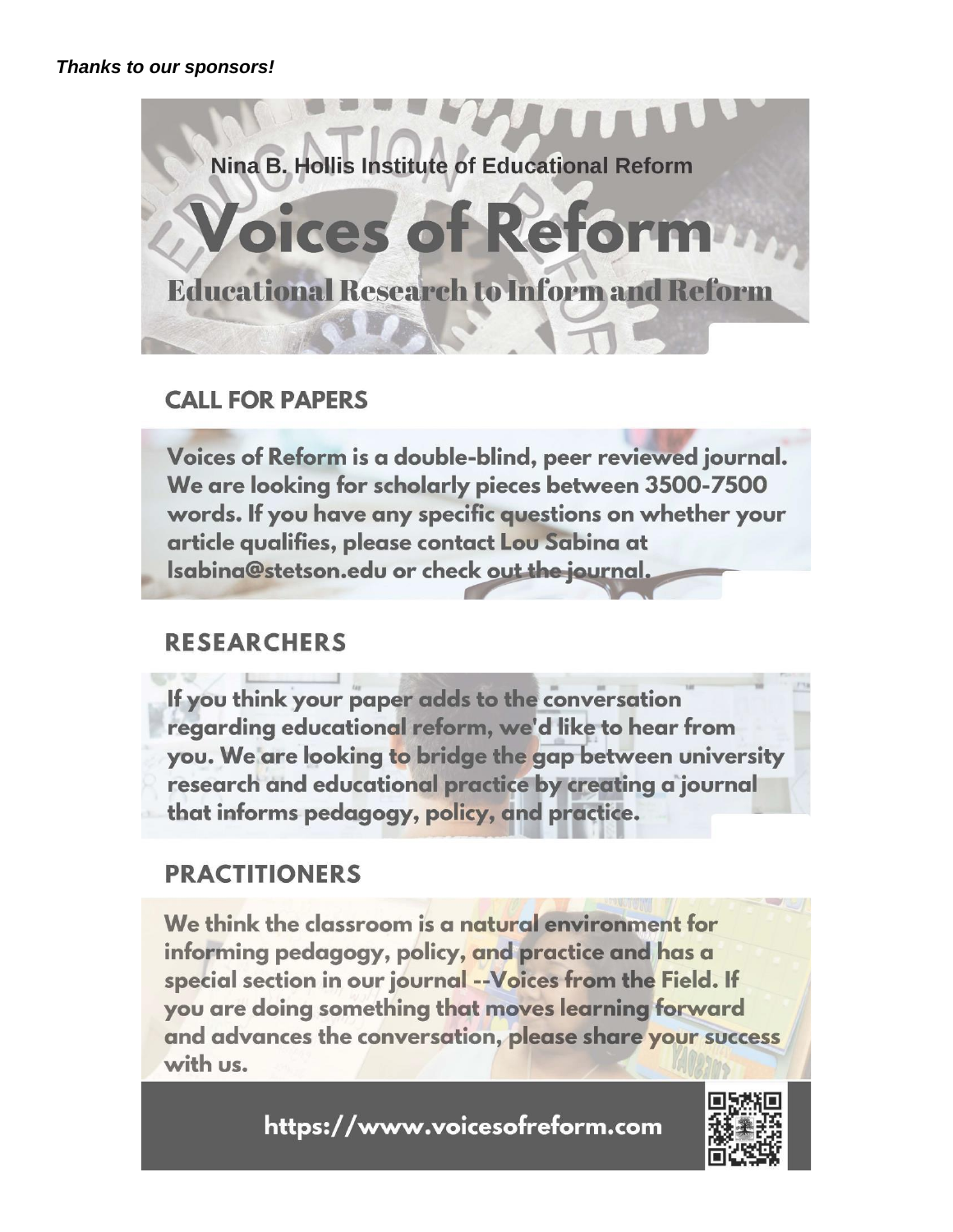***Thanks to our sponsors!***

Nina B. Hollis Institute of Educational Reform

# Voices of Reform

## Educational Research to Inform and Reform

## CALL FOR PAPERS

Voices of Reform is a double-blind, peer reviewed journal. We are looking for scholarly pieces between 3500-7500 words. If you have any specific questions on whether your article qualifies, please contact Lou Sabina at lsabina@stetson.edu or check out the journal.

## RESEARCHERS

If you think your paper adds to the conversation regarding educational reform, we'd like to hear from you. We are looking to bridge the gap between university research and educational practice by creating a journal that informs pedagogy, policy, and practice.

## PRACTITIONERS

We think the classroom is a natural environment for informing pedagogy, policy, and practice and has a special section in our journal --Voices from the Field. If you are doing something that moves learning forward and advances the conversation, please share your success with us.

https://www.voicesofreform.com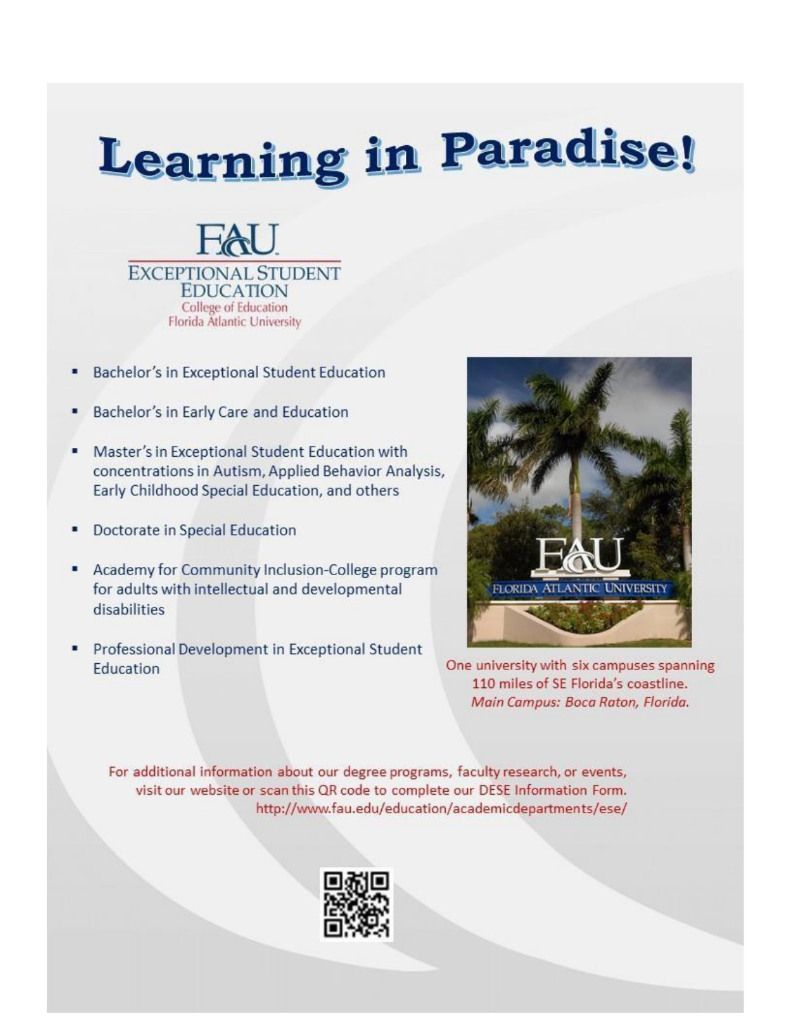# Learning in Paradise!

FAU
EXCEPTIONAL STUDENT EDUCATION
College of Education
Florida Atlantic University

- Bachelor's in Exceptional Student Education
- Bachelor's in Early Care and Education
- Master's in Exceptional Student Education with concentrations in Autism, Applied Behavior Analysis, Early Childhood Special Education, and others
- Doctorate in Special Education
- Academy for Community Inclusion-College program for adults with intellectual and developmental disabilities
- Professional Development in Exceptional Student Education

One university with six campuses spanning 110 miles of SE Florida's coastline.
*Main Campus: Boca Raton, Florida.*

For additional information about our degree programs, faculty research, or events, visit our website or scan this QR code to complete our DESE Information Form.
http://www.fau.edu/education/academicdepartments/ese/